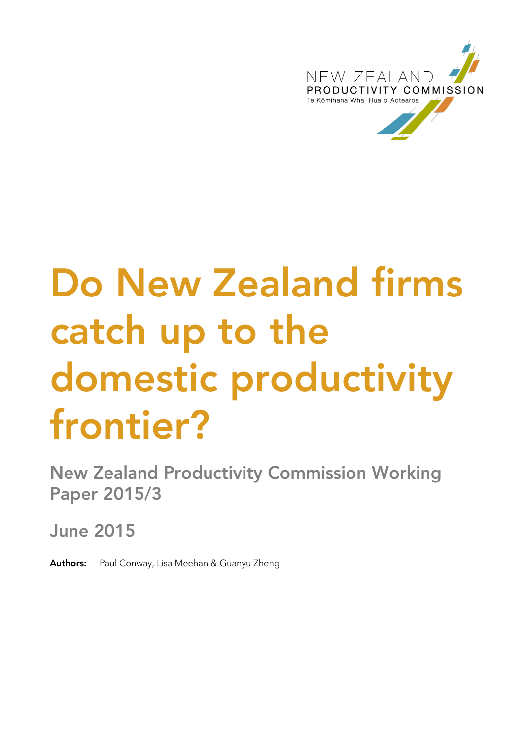NEW ZEALAND
PRODUCTIVITY COMMISSION
Te Kōmihana Whai Hua o Aotearoa

# Do New Zealand firms catch up to the domestic productivity frontier?

## New Zealand Productivity Commission Working Paper 2015/3

## June 2015

**Authors:** Paul Conway, Lisa Meehan & Guanyu Zheng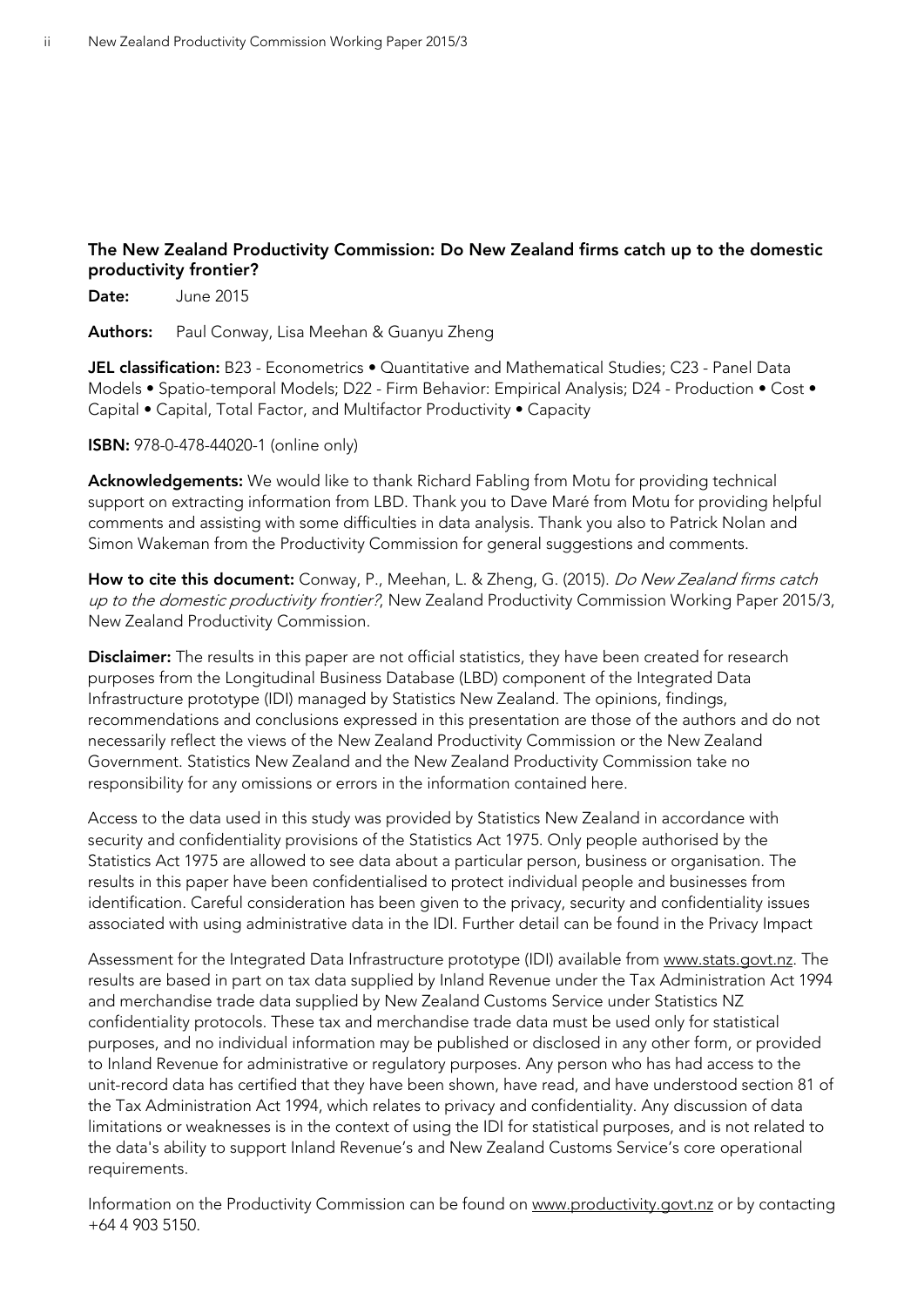**The New Zealand Productivity Commission: Do New Zealand firms catch up to the domestic productivity frontier?**

**Date:** June 2015

**Authors:** Paul Conway, Lisa Meehan & Guanyu Zheng

**JEL classification:** B23 - Econometrics • Quantitative and Mathematical Studies; C23 - Panel Data Models • Spatio-temporal Models; D22 - Firm Behavior: Empirical Analysis; D24 - Production • Cost • Capital • Capital, Total Factor, and Multifactor Productivity • Capacity

**ISBN:** 978-0-478-44020-1 (online only)

**Acknowledgements:** We would like to thank Richard Fabling from Motu for providing technical support on extracting information from LBD. Thank you to Dave Maré from Motu for providing helpful comments and assisting with some difficulties in data analysis. Thank you also to Patrick Nolan and Simon Wakeman from the Productivity Commission for general suggestions and comments.

**How to cite this document:** Conway, P., Meehan, L. & Zheng, G. (2015). *Do New Zealand firms catch up to the domestic productivity frontier?*, New Zealand Productivity Commission Working Paper 2015/3, New Zealand Productivity Commission.

**Disclaimer:** The results in this paper are not official statistics, they have been created for research purposes from the Longitudinal Business Database (LBD) component of the Integrated Data Infrastructure prototype (IDI) managed by Statistics New Zealand. The opinions, findings, recommendations and conclusions expressed in this presentation are those of the authors and do not necessarily reflect the views of the New Zealand Productivity Commission or the New Zealand Government. Statistics New Zealand and the New Zealand Productivity Commission take no responsibility for any omissions or errors in the information contained here.

Access to the data used in this study was provided by Statistics New Zealand in accordance with security and confidentiality provisions of the Statistics Act 1975. Only people authorised by the Statistics Act 1975 are allowed to see data about a particular person, business or organisation. The results in this paper have been confidentialised to protect individual people and businesses from identification. Careful consideration has been given to the privacy, security and confidentiality issues associated with using administrative data in the IDI. Further detail can be found in the Privacy Impact

Assessment for the Integrated Data Infrastructure prototype (IDI) available from www.stats.govt.nz. The results are based in part on tax data supplied by Inland Revenue under the Tax Administration Act 1994 and merchandise trade data supplied by New Zealand Customs Service under Statistics NZ confidentiality protocols. These tax and merchandise trade data must be used only for statistical purposes, and no individual information may be published or disclosed in any other form, or provided to Inland Revenue for administrative or regulatory purposes. Any person who has had access to the unit-record data has certified that they have been shown, have read, and have understood section 81 of the Tax Administration Act 1994, which relates to privacy and confidentiality. Any discussion of data limitations or weaknesses is in the context of using the IDI for statistical purposes, and is not related to the data's ability to support Inland Revenue's and New Zealand Customs Service's core operational requirements.

Information on the Productivity Commission can be found on www.productivity.govt.nz or by contacting +64 4 903 5150.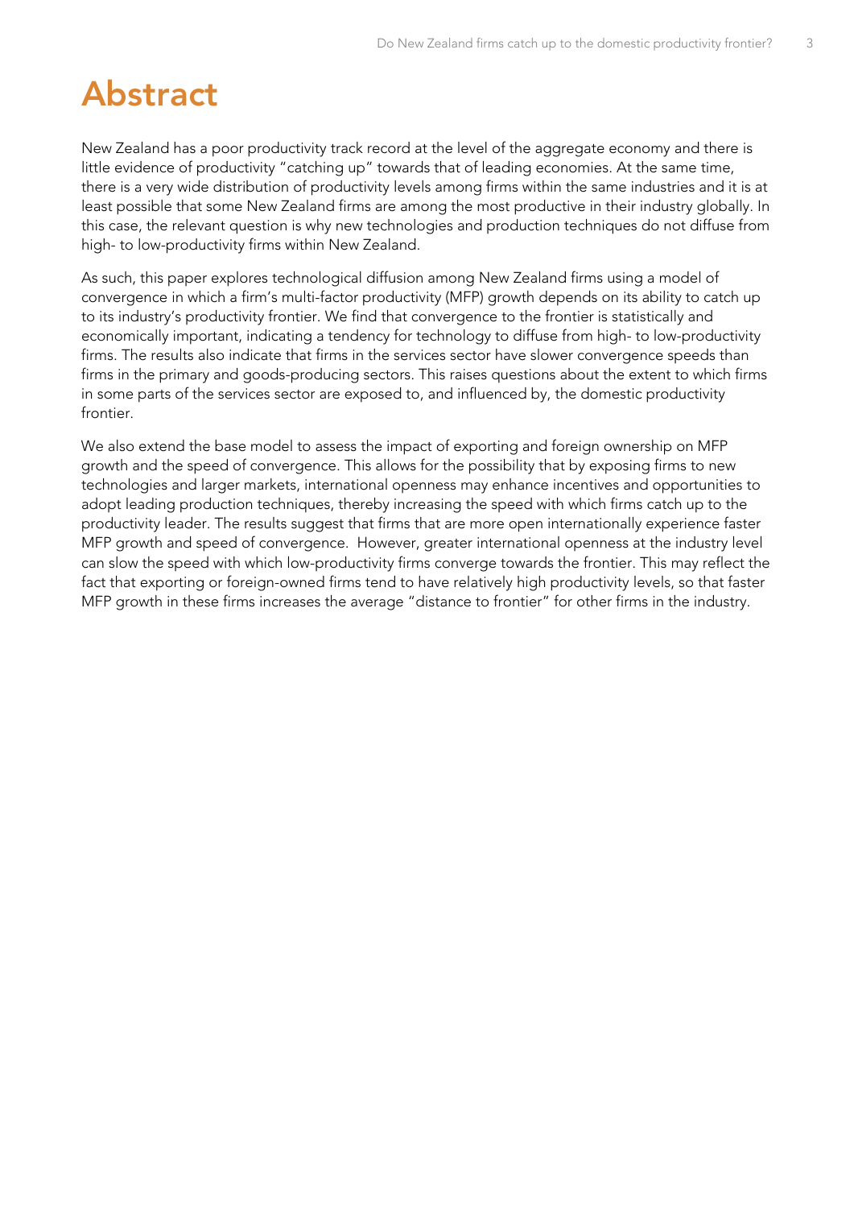# Abstract

New Zealand has a poor productivity track record at the level of the aggregate economy and there is little evidence of productivity "catching up" towards that of leading economies. At the same time, there is a very wide distribution of productivity levels among firms within the same industries and it is at least possible that some New Zealand firms are among the most productive in their industry globally. In this case, the relevant question is why new technologies and production techniques do not diffuse from high- to low-productivity firms within New Zealand.

As such, this paper explores technological diffusion among New Zealand firms using a model of convergence in which a firm's multi-factor productivity (MFP) growth depends on its ability to catch up to its industry's productivity frontier. We find that convergence to the frontier is statistically and economically important, indicating a tendency for technology to diffuse from high- to low-productivity firms. The results also indicate that firms in the services sector have slower convergence speeds than firms in the primary and goods-producing sectors. This raises questions about the extent to which firms in some parts of the services sector are exposed to, and influenced by, the domestic productivity frontier.

We also extend the base model to assess the impact of exporting and foreign ownership on MFP growth and the speed of convergence. This allows for the possibility that by exposing firms to new technologies and larger markets, international openness may enhance incentives and opportunities to adopt leading production techniques, thereby increasing the speed with which firms catch up to the productivity leader. The results suggest that firms that are more open internationally experience faster MFP growth and speed of convergence. However, greater international openness at the industry level can slow the speed with which low-productivity firms converge towards the frontier. This may reflect the fact that exporting or foreign-owned firms tend to have relatively high productivity levels, so that faster MFP growth in these firms increases the average "distance to frontier" for other firms in the industry.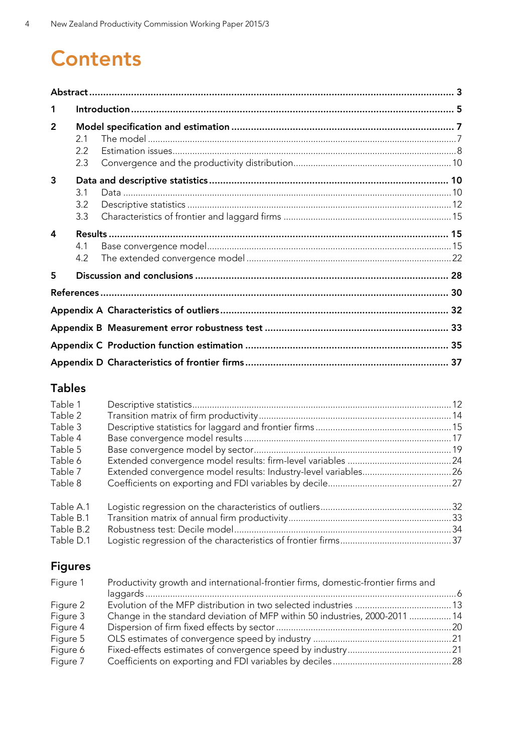# Contents

**Abstract** ..... **3**

**1 Introduction** ..... **5**

**2 Model specification and estimation** ..... **7**
- 2.1 The model ..... 7
- 2.2 Estimation issues ..... 8
- 2.3 Convergence and the productivity distribution ..... 10

**3 Data and descriptive statistics** ..... **10**
- 3.1 Data ..... 10
- 3.2 Descriptive statistics ..... 12
- 3.3 Characteristics of frontier and laggard firms ..... 15

**4 Results** ..... **15**
- 4.1 Base convergence model ..... 15
- 4.2 The extended convergence model ..... 22

**5 Discussion and conclusions** ..... **28**

**References** ..... **30**

**Appendix A Characteristics of outliers** ..... **32**

**Appendix B Measurement error robustness test** ..... **33**

**Appendix C Production function estimation** ..... **35**

**Appendix D Characteristics of frontier firms** ..... **37**

## Tables

| | | |
|---|---|---|
| Table 1 | Descriptive statistics | 12 |
| Table 2 | Transition matrix of firm productivity | 14 |
| Table 3 | Descriptive statistics for laggard and frontier firms | 15 |
| Table 4 | Base convergence model results | 17 |
| Table 5 | Base convergence model by sector | 19 |
| Table 6 | Extended convergence model results: firm-level variables | 24 |
| Table 7 | Extended convergence model results: Industry-level variables | 26 |
| Table 8 | Coefficients on exporting and FDI variables by decile | 27 |
| Table A.1 | Logistic regression on the characteristics of outliers | 32 |
| Table B.1 | Transition matrix of annual firm productivity | 33 |
| Table B.2 | Robustness test: Decile model | 34 |
| Table D.1 | Logistic regression of the characteristics of frontier firms | 37 |

## Figures

| | | |
|---|---|---|
| Figure 1 | Productivity growth and international-frontier firms, domestic-frontier firms and laggards | 6 |
| Figure 2 | Evolution of the MFP distribution in two selected industries | 13 |
| Figure 3 | Change in the standard deviation of MFP within 50 industries, 2000-2011 | 14 |
| Figure 4 | Dispersion of firm fixed effects by sector | 20 |
| Figure 5 | OLS estimates of convergence speed by industry | 21 |
| Figure 6 | Fixed-effects estimates of convergence speed by industry | 21 |
| Figure 7 | Coefficients on exporting and FDI variables by deciles | 28 |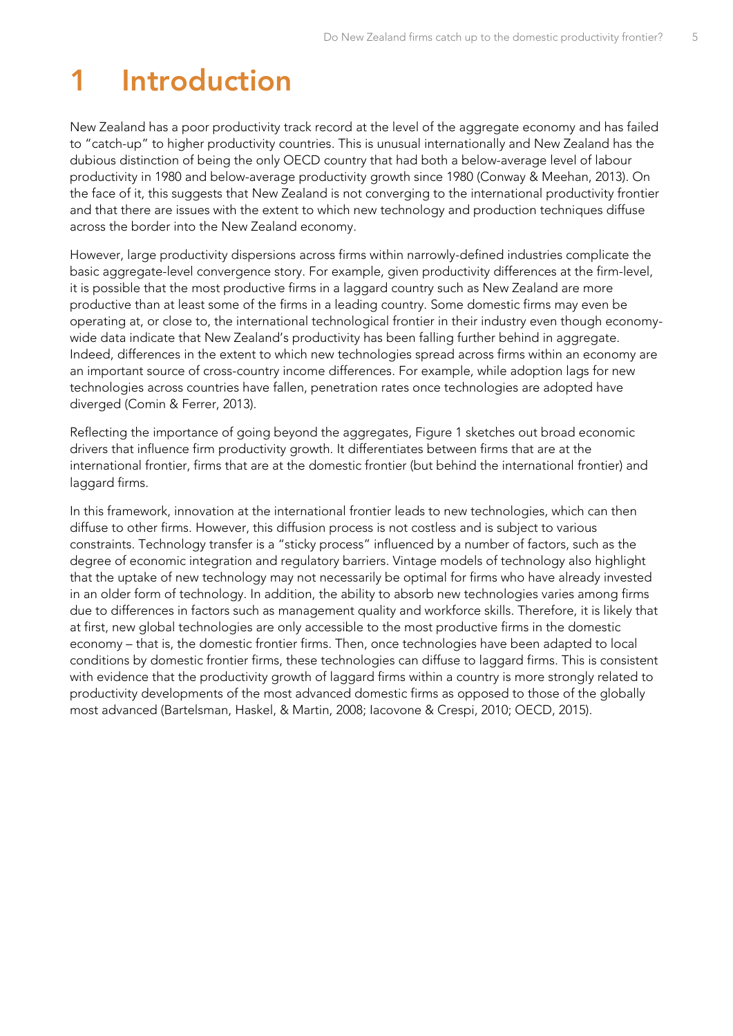# 1 Introduction

New Zealand has a poor productivity track record at the level of the aggregate economy and has failed to "catch-up" to higher productivity countries. This is unusual internationally and New Zealand has the dubious distinction of being the only OECD country that had both a below-average level of labour productivity in 1980 and below-average productivity growth since 1980 (Conway & Meehan, 2013). On the face of it, this suggests that New Zealand is not converging to the international productivity frontier and that there are issues with the extent to which new technology and production techniques diffuse across the border into the New Zealand economy.

However, large productivity dispersions across firms within narrowly-defined industries complicate the basic aggregate-level convergence story. For example, given productivity differences at the firm-level, it is possible that the most productive firms in a laggard country such as New Zealand are more productive than at least some of the firms in a leading country. Some domestic firms may even be operating at, or close to, the international technological frontier in their industry even though economy-wide data indicate that New Zealand's productivity has been falling further behind in aggregate. Indeed, differences in the extent to which new technologies spread across firms within an economy are an important source of cross-country income differences. For example, while adoption lags for new technologies across countries have fallen, penetration rates once technologies are adopted have diverged (Comin & Ferrer, 2013).

Reflecting the importance of going beyond the aggregates, Figure 1 sketches out broad economic drivers that influence firm productivity growth. It differentiates between firms that are at the international frontier, firms that are at the domestic frontier (but behind the international frontier) and laggard firms.

In this framework, innovation at the international frontier leads to new technologies, which can then diffuse to other firms. However, this diffusion process is not costless and is subject to various constraints. Technology transfer is a "sticky process" influenced by a number of factors, such as the degree of economic integration and regulatory barriers. Vintage models of technology also highlight that the uptake of new technology may not necessarily be optimal for firms who have already invested in an older form of technology. In addition, the ability to absorb new technologies varies among firms due to differences in factors such as management quality and workforce skills. Therefore, it is likely that at first, new global technologies are only accessible to the most productive firms in the domestic economy – that is, the domestic frontier firms. Then, once technologies have been adapted to local conditions by domestic frontier firms, these technologies can diffuse to laggard firms. This is consistent with evidence that the productivity growth of laggard firms within a country is more strongly related to productivity developments of the most advanced domestic firms as opposed to those of the globally most advanced (Bartelsman, Haskel, & Martin, 2008; Iacovone & Crespi, 2010; OECD, 2015).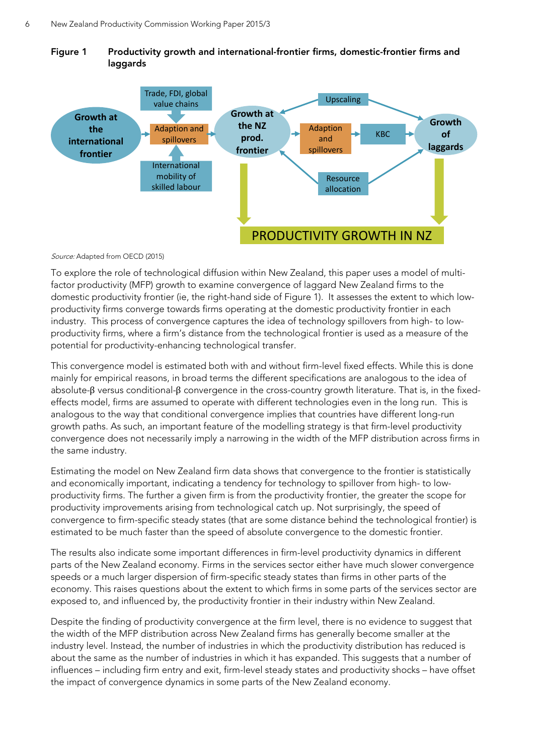**Figure 1 Productivity growth and international-frontier firms, domestic-frontier firms and laggards**

*Source:* Adapted from OECD (2015)

To explore the role of technological diffusion within New Zealand, this paper uses a model of multi-factor productivity (MFP) growth to examine convergence of laggard New Zealand firms to the domestic productivity frontier (ie, the right-hand side of Figure 1). It assesses the extent to which low-productivity firms converge towards firms operating at the domestic productivity frontier in each industry. This process of convergence captures the idea of technology spillovers from high- to low-productivity firms, where a firm's distance from the technological frontier is used as a measure of the potential for productivity-enhancing technological transfer.

This convergence model is estimated both with and without firm-level fixed effects. While this is done mainly for empirical reasons, in broad terms the different specifications are analogous to the idea of absolute-β versus conditional-β convergence in the cross-country growth literature. That is, in the fixed-effects model, firms are assumed to operate with different technologies even in the long run. This is analogous to the way that conditional convergence implies that countries have different long-run growth paths. As such, an important feature of the modelling strategy is that firm-level productivity convergence does not necessarily imply a narrowing in the width of the MFP distribution across firms in the same industry.

Estimating the model on New Zealand firm data shows that convergence to the frontier is statistically and economically important, indicating a tendency for technology to spillover from high- to low-productivity firms. The further a given firm is from the productivity frontier, the greater the scope for productivity improvements arising from technological catch up. Not surprisingly, the speed of convergence to firm-specific steady states (that are some distance behind the technological frontier) is estimated to be much faster than the speed of absolute convergence to the domestic frontier.

The results also indicate some important differences in firm-level productivity dynamics in different parts of the New Zealand economy. Firms in the services sector either have much slower convergence speeds or a much larger dispersion of firm-specific steady states than firms in other parts of the economy. This raises questions about the extent to which firms in some parts of the services sector are exposed to, and influenced by, the productivity frontier in their industry within New Zealand.

Despite the finding of productivity convergence at the firm level, there is no evidence to suggest that the width of the MFP distribution across New Zealand firms has generally become smaller at the industry level. Instead, the number of industries in which the productivity distribution has reduced is about the same as the number of industries in which it has expanded. This suggests that a number of influences – including firm entry and exit, firm-level steady states and productivity shocks – have offset the impact of convergence dynamics in some parts of the New Zealand economy.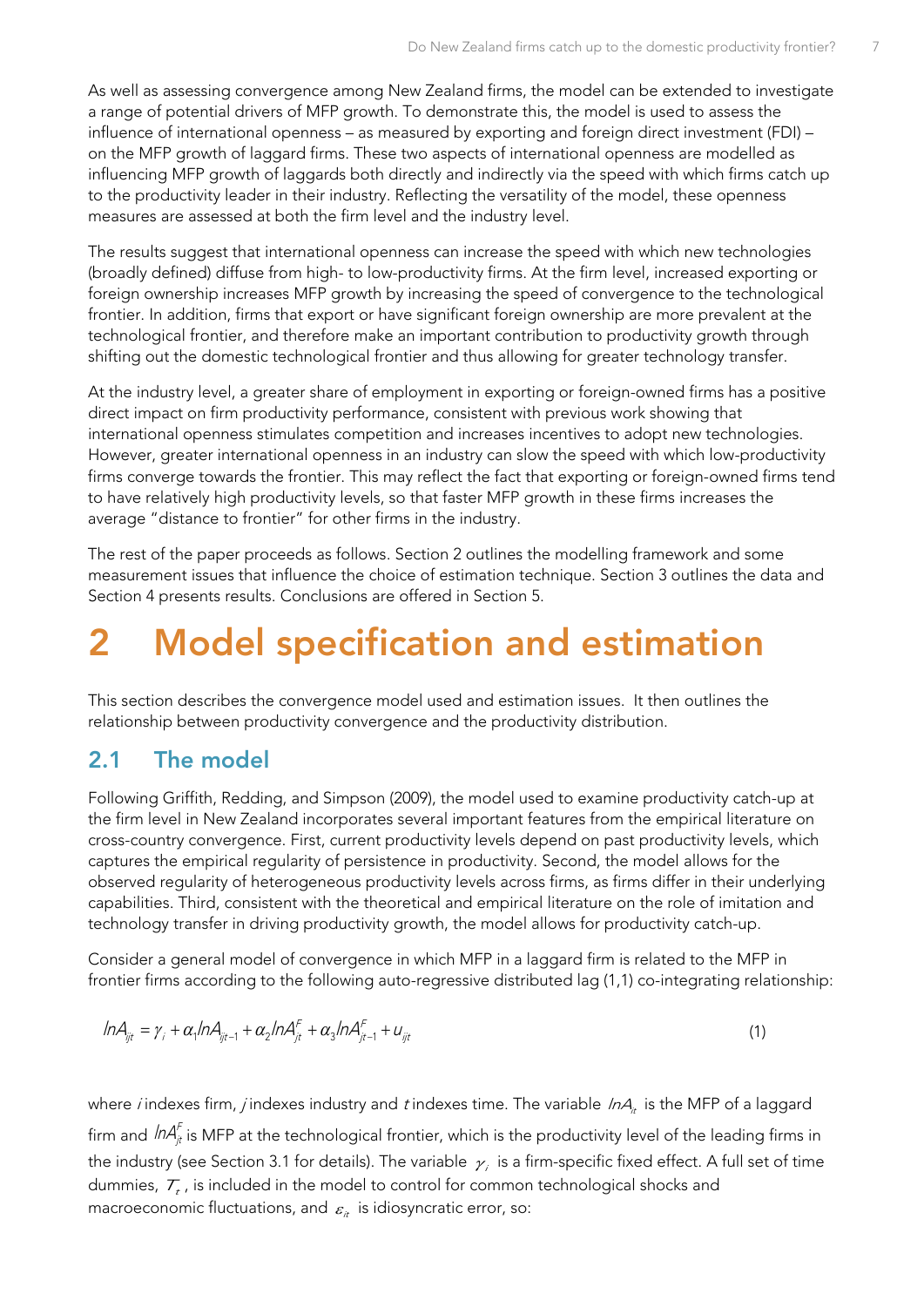As well as assessing convergence among New Zealand firms, the model can be extended to investigate a range of potential drivers of MFP growth. To demonstrate this, the model is used to assess the influence of international openness – as measured by exporting and foreign direct investment (FDI) – on the MFP growth of laggard firms. These two aspects of international openness are modelled as influencing MFP growth of laggards both directly and indirectly via the speed with which firms catch up to the productivity leader in their industry. Reflecting the versatility of the model, these openness measures are assessed at both the firm level and the industry level.

The results suggest that international openness can increase the speed with which new technologies (broadly defined) diffuse from high- to low-productivity firms. At the firm level, increased exporting or foreign ownership increases MFP growth by increasing the speed of convergence to the technological frontier. In addition, firms that export or have significant foreign ownership are more prevalent at the technological frontier, and therefore make an important contribution to productivity growth through shifting out the domestic technological frontier and thus allowing for greater technology transfer.

At the industry level, a greater share of employment in exporting or foreign-owned firms has a positive direct impact on firm productivity performance, consistent with previous work showing that international openness stimulates competition and increases incentives to adopt new technologies. However, greater international openness in an industry can slow the speed with which low-productivity firms converge towards the frontier. This may reflect the fact that exporting or foreign-owned firms tend to have relatively high productivity levels, so that faster MFP growth in these firms increases the average "distance to frontier" for other firms in the industry.

The rest of the paper proceeds as follows. Section 2 outlines the modelling framework and some measurement issues that influence the choice of estimation technique. Section 3 outlines the data and Section 4 presents results. Conclusions are offered in Section 5.

# 2 Model specification and estimation

This section describes the convergence model used and estimation issues. It then outlines the relationship between productivity convergence and the productivity distribution.

## 2.1 The model

Following Griffith, Redding, and Simpson (2009), the model used to examine productivity catch-up at the firm level in New Zealand incorporates several important features from the empirical literature on cross-country convergence. First, current productivity levels depend on past productivity levels, which captures the empirical regularity of persistence in productivity. Second, the model allows for the observed regularity of heterogeneous productivity levels across firms, as firms differ in their underlying capabilities. Third, consistent with the theoretical and empirical literature on the role of imitation and technology transfer in driving productivity growth, the model allows for productivity catch-up.

Consider a general model of convergence in which MFP in a laggard firm is related to the MFP in frontier firms according to the following auto-regressive distributed lag (1,1) co-integrating relationship:

$$lnA_{ijt} = \gamma_i + \alpha_1 lnA_{ijt-1} + \alpha_2 lnA^F_{jt} + \alpha_3 lnA^F_{jt-1} + u_{ijt} \tag{1}$$

where $i$ indexes firm, $j$ indexes industry and $t$ indexes time. The variable $lnA_{it}$ is the MFP of a laggard firm and $lnA^F_{jt}$ is MFP at the technological frontier, which is the productivity level of the leading firms in the industry (see Section 3.1 for details). The variable $\gamma_i$ is a firm-specific fixed effect. A full set of time dummies, $T_t$, is included in the model to control for common technological shocks and macroeconomic fluctuations, and $\varepsilon_{it}$ is idiosyncratic error, so: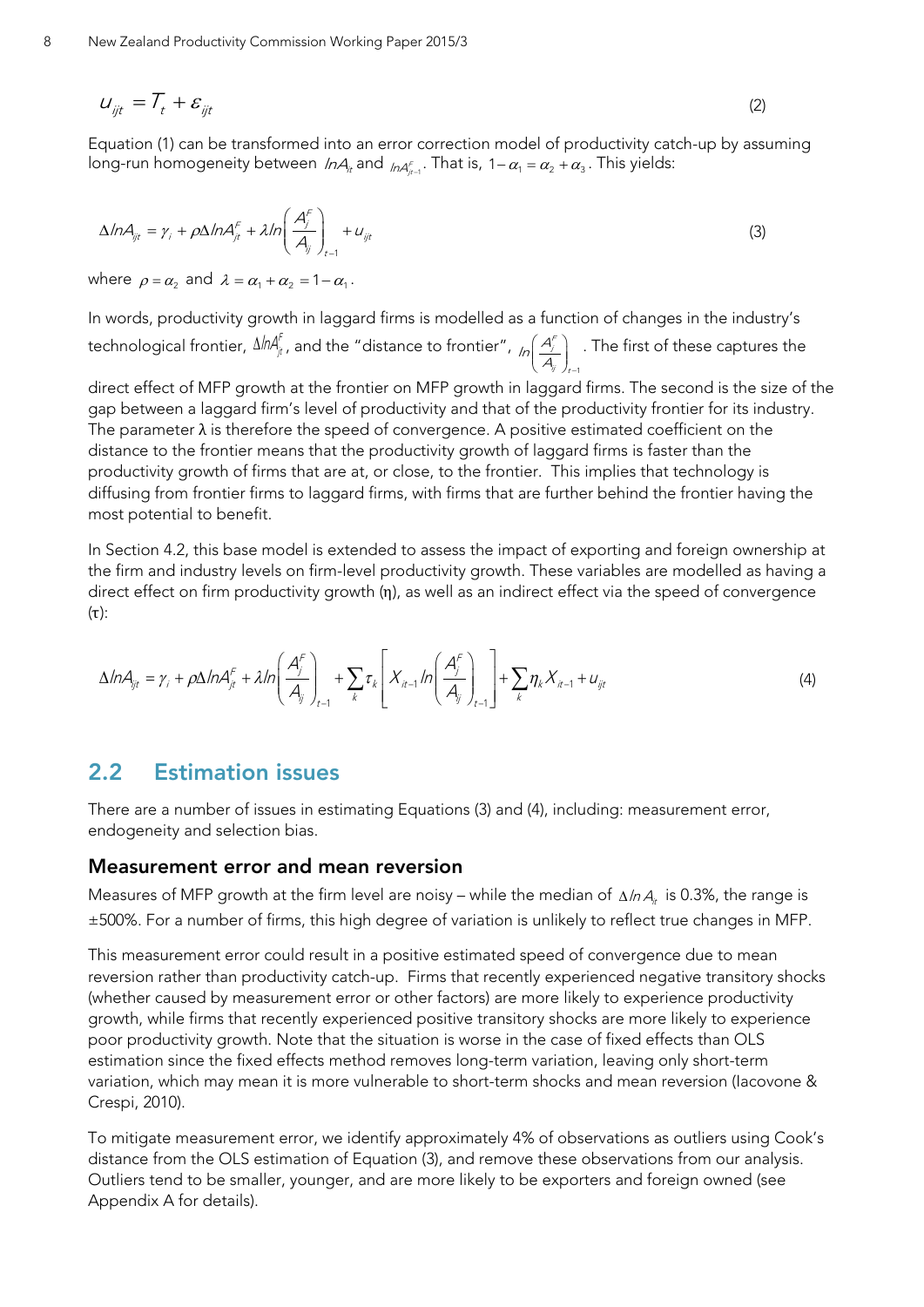$$u_{ijt} = T_t + \varepsilon_{ijt} \tag{2}$$

Equation (1) can be transformed into an error correction model of productivity catch-up by assuming long-run homogeneity between $lnA_{it}$ and $lnA^F_{jt-1}$. That is, $1-\alpha_1 = \alpha_2 + \alpha_3$. This yields:

$$\Delta lnA_{ijt} = \gamma_i + \rho\Delta lnA^F_{jt} + \lambda ln\left(\frac{A^F_j}{A_{ij}}\right)_{t-1} + u_{ijt} \tag{3}$$

where $\rho = \alpha_2$ and $\lambda = \alpha_1 + \alpha_2 = 1-\alpha_1$.

In words, productivity growth in laggard firms is modelled as a function of changes in the industry's technological frontier, $\Delta lnA^F_{jt}$, and the "distance to frontier", $ln\left(\frac{A^F_j}{A_{ij}}\right)_{t-1}$. The first of these captures the direct effect of MFP growth at the frontier on MFP growth in laggard firms. The second is the size of the gap between a laggard firm's level of productivity and that of the productivity frontier for its industry. The parameter λ is therefore the speed of convergence. A positive estimated coefficient on the distance to the frontier means that the productivity growth of laggard firms is faster than the productivity growth of firms that are at, or close, to the frontier. This implies that technology is diffusing from frontier firms to laggard firms, with firms that are further behind the frontier having the most potential to benefit.

In Section 4.2, this base model is extended to assess the impact of exporting and foreign ownership at the firm and industry levels on firm-level productivity growth. These variables are modelled as having a direct effect on firm productivity growth (η), as well as an indirect effect via the speed of convergence (τ):

$$\Delta lnA_{ijt} = \gamma_i + \rho\Delta lnA^F_{jt} + \lambda ln\left(\frac{A^F_j}{A_{ij}}\right)_{t-1} + \sum_k \tau_k\left[X_{it-1}ln\left(\frac{A^F_j}{A_{ij}}\right)_{t-1}\right] + \sum_k \eta_k X_{it-1} + u_{ijt} \tag{4}$$

## 2.2 Estimation issues

There are a number of issues in estimating Equations (3) and (4), including: measurement error, endogeneity and selection bias.

### Measurement error and mean reversion

Measures of MFP growth at the firm level are noisy – while the median of $\Delta ln A_{it}$ is 0.3%, the range is ±500%. For a number of firms, this high degree of variation is unlikely to reflect true changes in MFP.

This measurement error could result in a positive estimated speed of convergence due to mean reversion rather than productivity catch-up. Firms that recently experienced negative transitory shocks (whether caused by measurement error or other factors) are more likely to experience productivity growth, while firms that recently experienced positive transitory shocks are more likely to experience poor productivity growth. Note that the situation is worse in the case of fixed effects than OLS estimation since the fixed effects method removes long-term variation, leaving only short-term variation, which may mean it is more vulnerable to short-term shocks and mean reversion (Iacovone & Crespi, 2010).

To mitigate measurement error, we identify approximately 4% of observations as outliers using Cook's distance from the OLS estimation of Equation (3), and remove these observations from our analysis. Outliers tend to be smaller, younger, and are more likely to be exporters and foreign owned (see Appendix A for details).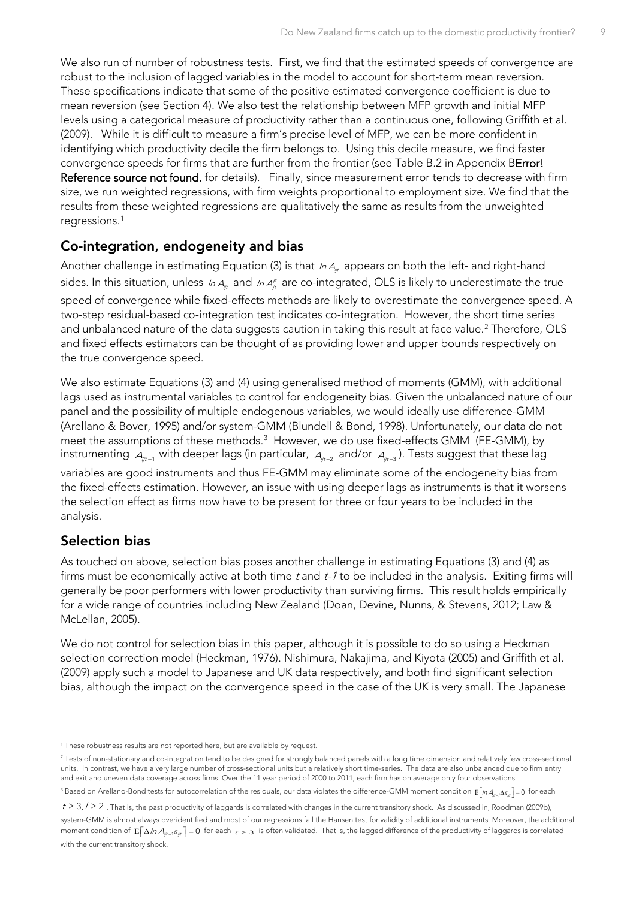We also run of number of robustness tests. First, we find that the estimated speeds of convergence are robust to the inclusion of lagged variables in the model to account for short-term mean reversion. These specifications indicate that some of the positive estimated convergence coefficient is due to mean reversion (see Section 4). We also test the relationship between MFP growth and initial MFP levels using a categorical measure of productivity rather than a continuous one, following Griffith et al. (2009). While it is difficult to measure a firm's precise level of MFP, we can be more confident in identifying which productivity decile the firm belongs to. Using this decile measure, we find faster convergence speeds for firms that are further from the frontier (see Table B.2 in Appendix B**Error! Reference source not found.** for details). Finally, since measurement error tends to decrease with firm size, we run weighted regressions, with firm weights proportional to employment size. We find that the results from these weighted regressions are qualitatively the same as results from the unweighted regressions.[1]

## Co-integration, endogeneity and bias

Another challenge in estimating Equation (3) is that $\ln A_{ijt}$ appears on both the left- and right-hand sides. In this situation, unless $\ln A_{ijt}$ and $\ln A^{F}_{jt}$ are co-integrated, OLS is likely to underestimate the true speed of convergence while fixed-effects methods are likely to overestimate the convergence speed. A two-step residual-based co-integration test indicates co-integration. However, the short time series and unbalanced nature of the data suggests caution in taking this result at face value.[2] Therefore, OLS and fixed effects estimators can be thought of as providing lower and upper bounds respectively on the true convergence speed.

We also estimate Equations (3) and (4) using generalised method of moments (GMM), with additional lags used as instrumental variables to control for endogeneity bias. Given the unbalanced nature of our panel and the possibility of multiple endogenous variables, we would ideally use difference-GMM (Arellano & Bover, 1995) and/or system-GMM (Blundell & Bond, 1998). Unfortunately, our data do not meet the assumptions of these methods.[3] However, we do use fixed-effects GMM (FE-GMM), by instrumenting $A_{ijt-1}$ with deeper lags (in particular, $A_{ijt-2}$ and/or $A_{ijt-3}$). Tests suggest that these lag variables are good instruments and thus FE-GMM may eliminate some of the endogeneity bias from the fixed-effects estimation. However, an issue with using deeper lags as instruments is that it worsens the selection effect as firms now have to be present for three or four years to be included in the analysis.

## Selection bias

As touched on above, selection bias poses another challenge in estimating Equations (3) and (4) as firms must be economically active at both time *t* and *t-1* to be included in the analysis. Exiting firms will generally be poor performers with lower productivity than surviving firms. This result holds empirically for a wide range of countries including New Zealand (Doan, Devine, Nunns, & Stevens, 2012; Law & McLellan, 2005).

We do not control for selection bias in this paper, although it is possible to do so using a Heckman selection correction model (Heckman, 1976). Nishimura, Nakajima, and Kiyota (2005) and Griffith et al. (2009) apply such a model to Japanese and UK data respectively, and both find significant selection bias, although the impact on the convergence speed in the case of the UK is very small. The Japanese

---

[1] These robustness results are not reported here, but are available by request.

[2] Tests of non-stationary and co-integration tend to be designed for strongly balanced panels with a long time dimension and relatively few cross-sectional units. In contrast, we have a very large number of cross-sectional units but a relatively short time-series. The data are also unbalanced due to firm entry and exit and uneven data coverage across firms. Over the 11 year period of 2000 to 2011, each firm has on average only four observations.

[3] Based on Arellano-Bond tests for autocorrelation of the residuals, our data violates the difference-GMM moment condition $E\left[\ln A_{ijt-l}\Delta\varepsilon_{ijt}\right]=0$ for each $t \geq 3, l \geq 2$. That is, the past productivity of laggards is correlated with changes in the current transitory shock. As discussed in, Roodman (2009b), system-GMM is almost always overidentified and most of our regressions fail the Hansen test for validity of additional instruments. Moreover, the additional moment condition of $E\left[\Delta \ln A_{ijt-1}\varepsilon_{ijt}\right]=0$ for each $t \geq 3$ is often validated. That is, the lagged difference of the productivity of laggards is correlated with the current transitory shock.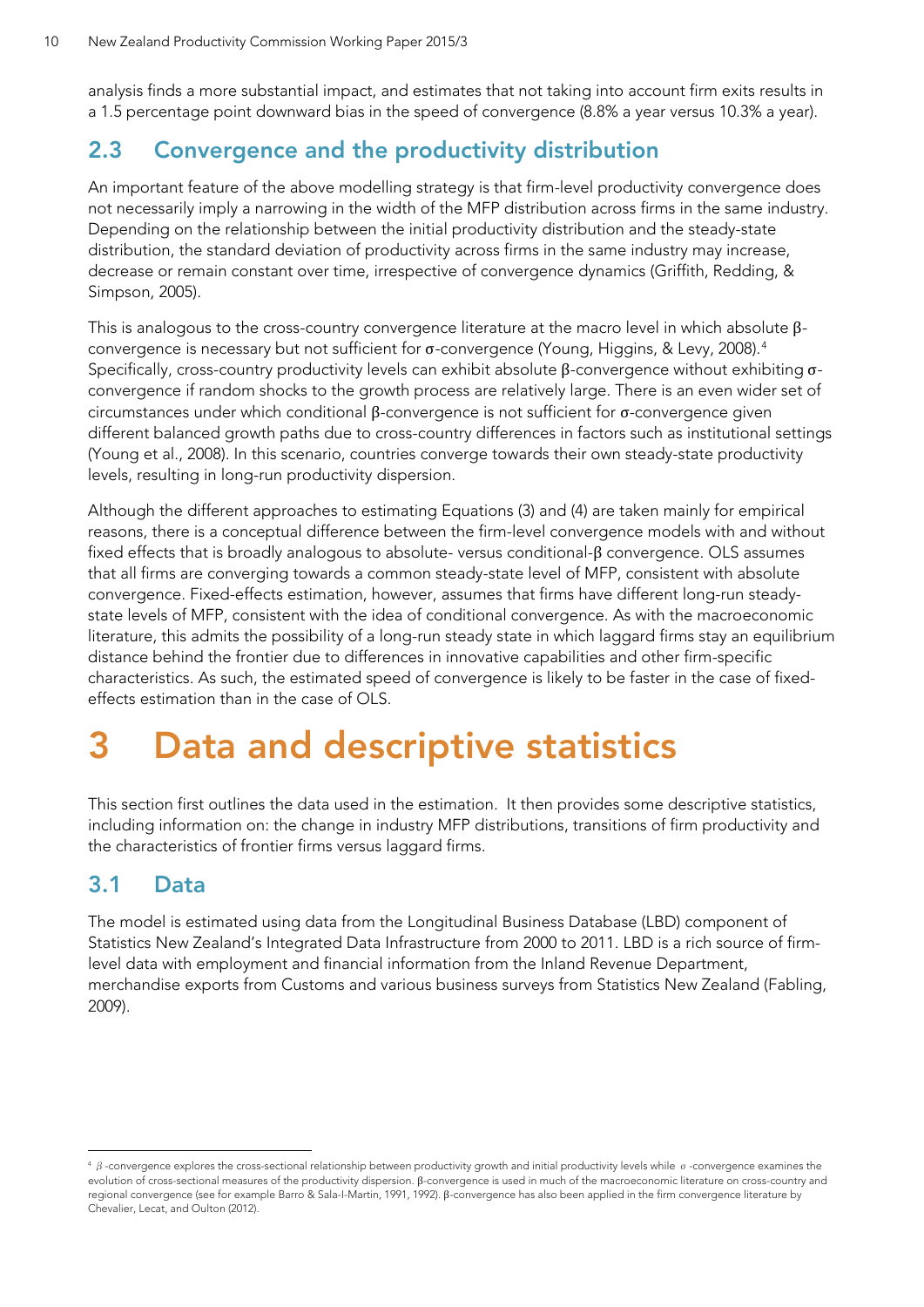analysis finds a more substantial impact, and estimates that not taking into account firm exits results in a 1.5 percentage point downward bias in the speed of convergence (8.8% a year versus 10.3% a year).

## 2.3 Convergence and the productivity distribution

An important feature of the above modelling strategy is that firm-level productivity convergence does not necessarily imply a narrowing in the width of the MFP distribution across firms in the same industry. Depending on the relationship between the initial productivity distribution and the steady-state distribution, the standard deviation of productivity across firms in the same industry may increase, decrease or remain constant over time, irrespective of convergence dynamics (Griffith, Redding, & Simpson, 2005).

This is analogous to the cross-country convergence literature at the macro level in which absolute β-convergence is necessary but not sufficient for σ-convergence (Young, Higgins, & Levy, 2008).[4] Specifically, cross-country productivity levels can exhibit absolute β-convergence without exhibiting σ-convergence if random shocks to the growth process are relatively large. There is an even wider set of circumstances under which conditional β-convergence is not sufficient for σ-convergence given different balanced growth paths due to cross-country differences in factors such as institutional settings (Young et al., 2008). In this scenario, countries converge towards their own steady-state productivity levels, resulting in long-run productivity dispersion.

Although the different approaches to estimating Equations (3) and (4) are taken mainly for empirical reasons, there is a conceptual difference between the firm-level convergence models with and without fixed effects that is broadly analogous to absolute- versus conditional-β convergence. OLS assumes that all firms are converging towards a common steady-state level of MFP, consistent with absolute convergence. Fixed-effects estimation, however, assumes that firms have different long-run steady-state levels of MFP, consistent with the idea of conditional convergence. As with the macroeconomic literature, this admits the possibility of a long-run steady state in which laggard firms stay an equilibrium distance behind the frontier due to differences in innovative capabilities and other firm-specific characteristics. As such, the estimated speed of convergence is likely to be faster in the case of fixed-effects estimation than in the case of OLS.

# 3 Data and descriptive statistics

This section first outlines the data used in the estimation. It then provides some descriptive statistics, including information on: the change in industry MFP distributions, transitions of firm productivity and the characteristics of frontier firms versus laggard firms.

## 3.1 Data

The model is estimated using data from the Longitudinal Business Database (LBD) component of Statistics New Zealand's Integrated Data Infrastructure from 2000 to 2011. LBD is a rich source of firm-level data with employment and financial information from the Inland Revenue Department, merchandise exports from Customs and various business surveys from Statistics New Zealand (Fabling, 2009).

---

[4] $\beta$-convergence explores the cross-sectional relationship between productivity growth and initial productivity levels while $\sigma$-convergence examines the evolution of cross-sectional measures of the productivity dispersion. β-convergence is used in much of the macroeconomic literature on cross-country and regional convergence (see for example Barro & Sala-I-Martin, 1991, 1992). β-convergence has also been applied in the firm convergence literature by Chevalier, Lecat, and Oulton (2012).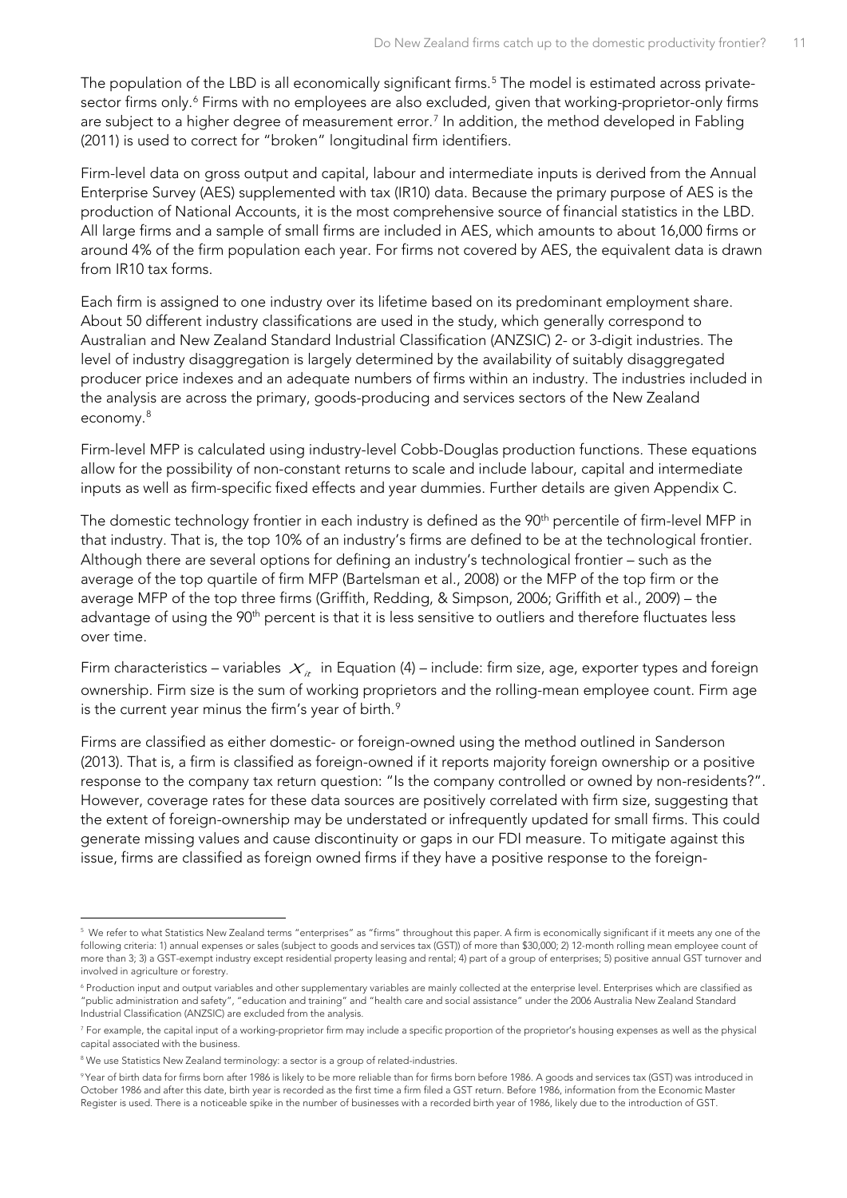The population of the LBD is all economically significant firms.[5] The model is estimated across private-sector firms only.[6] Firms with no employees are also excluded, given that working-proprietor-only firms are subject to a higher degree of measurement error.[7] In addition, the method developed in Fabling (2011) is used to correct for "broken" longitudinal firm identifiers.

Firm-level data on gross output and capital, labour and intermediate inputs is derived from the Annual Enterprise Survey (AES) supplemented with tax (IR10) data. Because the primary purpose of AES is the production of National Accounts, it is the most comprehensive source of financial statistics in the LBD. All large firms and a sample of small firms are included in AES, which amounts to about 16,000 firms or around 4% of the firm population each year. For firms not covered by AES, the equivalent data is drawn from IR10 tax forms.

Each firm is assigned to one industry over its lifetime based on its predominant employment share. About 50 different industry classifications are used in the study, which generally correspond to Australian and New Zealand Standard Industrial Classification (ANZSIC) 2- or 3-digit industries. The level of industry disaggregation is largely determined by the availability of suitably disaggregated producer price indexes and an adequate numbers of firms within an industry. The industries included in the analysis are across the primary, goods-producing and services sectors of the New Zealand economy.[8]

Firm-level MFP is calculated using industry-level Cobb-Douglas production functions. These equations allow for the possibility of non-constant returns to scale and include labour, capital and intermediate inputs as well as firm-specific fixed effects and year dummies. Further details are given Appendix C.

The domestic technology frontier in each industry is defined as the 90th percentile of firm-level MFP in that industry. That is, the top 10% of an industry's firms are defined to be at the technological frontier. Although there are several options for defining an industry's technological frontier – such as the average of the top quartile of firm MFP (Bartelsman et al., 2008) or the MFP of the top firm or the average MFP of the top three firms (Griffith, Redding, & Simpson, 2006; Griffith et al., 2009) – the advantage of using the 90th percent is that it is less sensitive to outliers and therefore fluctuates less over time.

Firm characteristics – variables $X_{it}$ in Equation (4) – include: firm size, age, exporter types and foreign ownership. Firm size is the sum of working proprietors and the rolling-mean employee count. Firm age is the current year minus the firm's year of birth.[9]

Firms are classified as either domestic- or foreign-owned using the method outlined in Sanderson (2013). That is, a firm is classified as foreign-owned if it reports majority foreign ownership or a positive response to the company tax return question: "Is the company controlled or owned by non-residents?". However, coverage rates for these data sources are positively correlated with firm size, suggesting that the extent of foreign-ownership may be understated or infrequently updated for small firms. This could generate missing values and cause discontinuity or gaps in our FDI measure. To mitigate against this issue, firms are classified as foreign owned firms if they have a positive response to the foreign-

---

[5] We refer to what Statistics New Zealand terms "enterprises" as "firms" throughout this paper. A firm is economically significant if it meets any one of the following criteria: 1) annual expenses or sales (subject to goods and services tax (GST)) of more than $30,000; 2) 12-month rolling mean employee count of more than 3; 3) a GST-exempt industry except residential property leasing and rental; 4) part of a group of enterprises; 5) positive annual GST turnover and involved in agriculture or forestry.

[6] Production input and output variables and other supplementary variables are mainly collected at the enterprise level. Enterprises which are classified as "public administration and safety", "education and training" and "health care and social assistance" under the 2006 Australia New Zealand Standard Industrial Classification (ANZSIC) are excluded from the analysis.

[7] For example, the capital input of a working-proprietor firm may include a specific proportion of the proprietor's housing expenses as well as the physical capital associated with the business.

[8] We use Statistics New Zealand terminology: a sector is a group of related-industries.

[9] Year of birth data for firms born after 1986 is likely to be more reliable than for firms born before 1986. A goods and services tax (GST) was introduced in October 1986 and after this date, birth year is recorded as the first time a firm filed a GST return. Before 1986, information from the Economic Master Register is used. There is a noticeable spike in the number of businesses with a recorded birth year of 1986, likely due to the introduction of GST.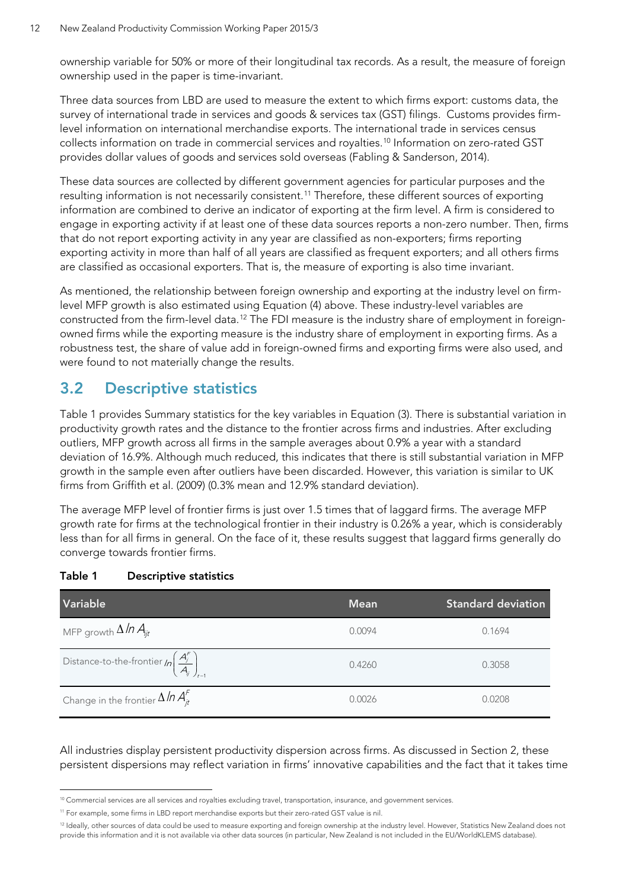ownership variable for 50% or more of their longitudinal tax records. As a result, the measure of foreign ownership used in the paper is time-invariant.

Three data sources from LBD are used to measure the extent to which firms export: customs data, the survey of international trade in services and goods & services tax (GST) filings. Customs provides firm-level information on international merchandise exports. The international trade in services census collects information on trade in commercial services and royalties.[10] Information on zero-rated GST provides dollar values of goods and services sold overseas (Fabling & Sanderson, 2014).

These data sources are collected by different government agencies for particular purposes and the resulting information is not necessarily consistent.[11] Therefore, these different sources of exporting information are combined to derive an indicator of exporting at the firm level. A firm is considered to engage in exporting activity if at least one of these data sources reports a non-zero number. Then, firms that do not report exporting activity in any year are classified as non-exporters; firms reporting exporting activity in more than half of all years are classified as frequent exporters; and all others firms are classified as occasional exporters. That is, the measure of exporting is also time invariant.

As mentioned, the relationship between foreign ownership and exporting at the industry level on firm-level MFP growth is also estimated using Equation (4) above. These industry-level variables are constructed from the firm-level data.[12] The FDI measure is the industry share of employment in foreign-owned firms while the exporting measure is the industry share of employment in exporting firms. As a robustness test, the share of value add in foreign-owned firms and exporting firms were also used, and were found to not materially change the results.

## 3.2 Descriptive statistics

Table 1 provides Summary statistics for the key variables in Equation (3). There is substantial variation in productivity growth rates and the distance to the frontier across firms and industries. After excluding outliers, MFP growth across all firms in the sample averages about 0.9% a year with a standard deviation of 16.9%. Although much reduced, this indicates that there is still substantial variation in MFP growth in the sample even after outliers have been discarded. However, this variation is similar to UK firms from Griffith et al. (2009) (0.3% mean and 12.9% standard deviation).

The average MFP level of frontier firms is just over 1.5 times that of laggard firms. The average MFP growth rate for firms at the technological frontier in their industry is 0.26% a year, which is considerably less than for all firms in general. On the face of it, these results suggest that laggard firms generally do converge towards frontier firms.

**Table 1 Descriptive statistics**

| Variable | Mean | Standard deviation |
|---|---|---|
| MFP growth $\Delta \ln A_{ijt}$ | 0.0094 | 0.1694 |
| Distance-to-the-frontier $\ln\left(\frac{A_j^F}{A_{ij}}\right)_{t-1}$ | 0.4260 | 0.3058 |
| Change in the frontier $\Delta \ln A_{jt}^F$ | 0.0026 | 0.0208 |

All industries display persistent productivity dispersion across firms. As discussed in Section 2, these persistent dispersions may reflect variation in firms' innovative capabilities and the fact that it takes time

[10] Commercial services are all services and royalties excluding travel, transportation, insurance, and government services.

[11] For example, some firms in LBD report merchandise exports but their zero-rated GST value is nil.

[12] Ideally, other sources of data could be used to measure exporting and foreign ownership at the industry level. However, Statistics New Zealand does not provide this information and it is not available via other data sources (in particular, New Zealand is not included in the EU/WorldKLEMS database).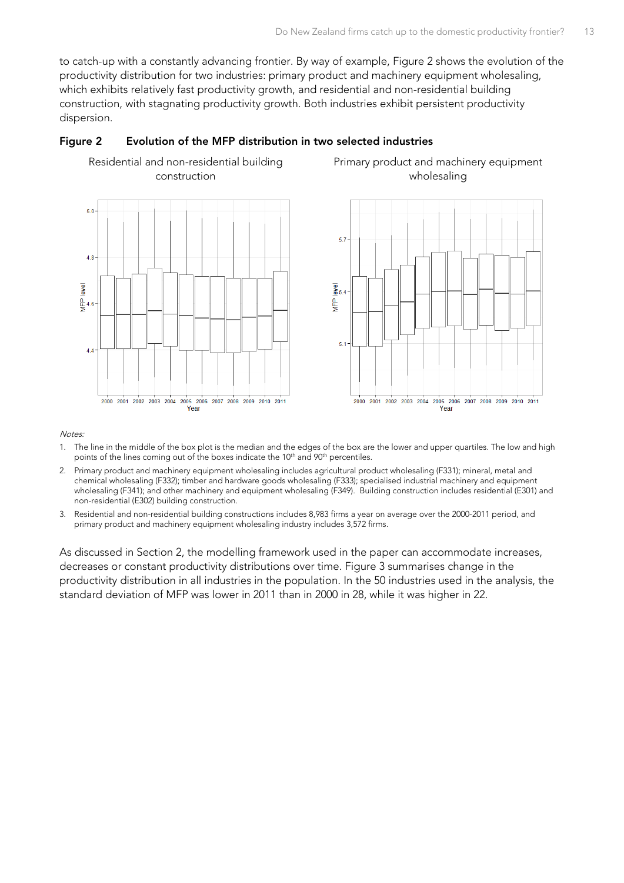to catch-up with a constantly advancing frontier. By way of example, Figure 2 shows the evolution of the productivity distribution for two industries: primary product and machinery equipment wholesaling, which exhibits relatively fast productivity growth, and residential and non-residential building construction, with stagnating productivity growth. Both industries exhibit persistent productivity dispersion.

**Figure 2 Evolution of the MFP distribution in two selected industries**

Residential and non-residential building construction

Primary product and machinery equipment wholesaling

*Notes:*

1. The line in the middle of the box plot is the median and the edges of the box are the lower and upper quartiles. The low and high points of the lines coming out of the boxes indicate the 10th and 90th percentiles.
2. Primary product and machinery equipment wholesaling includes agricultural product wholesaling (F331); mineral, metal and chemical wholesaling (F332); timber and hardware goods wholesaling (F333); specialised industrial machinery and equipment wholesaling (F341); and other machinery and equipment wholesaling (F349). Building construction includes residential (E301) and non-residential (E302) building construction.
3. Residential and non-residential building constructions includes 8,983 firms a year on average over the 2000-2011 period, and primary product and machinery equipment wholesaling industry includes 3,572 firms.

As discussed in Section 2, the modelling framework used in the paper can accommodate increases, decreases or constant productivity distributions over time. Figure 3 summarises change in the productivity distribution in all industries in the population. In the 50 industries used in the analysis, the standard deviation of MFP was lower in 2011 than in 2000 in 28, while it was higher in 22.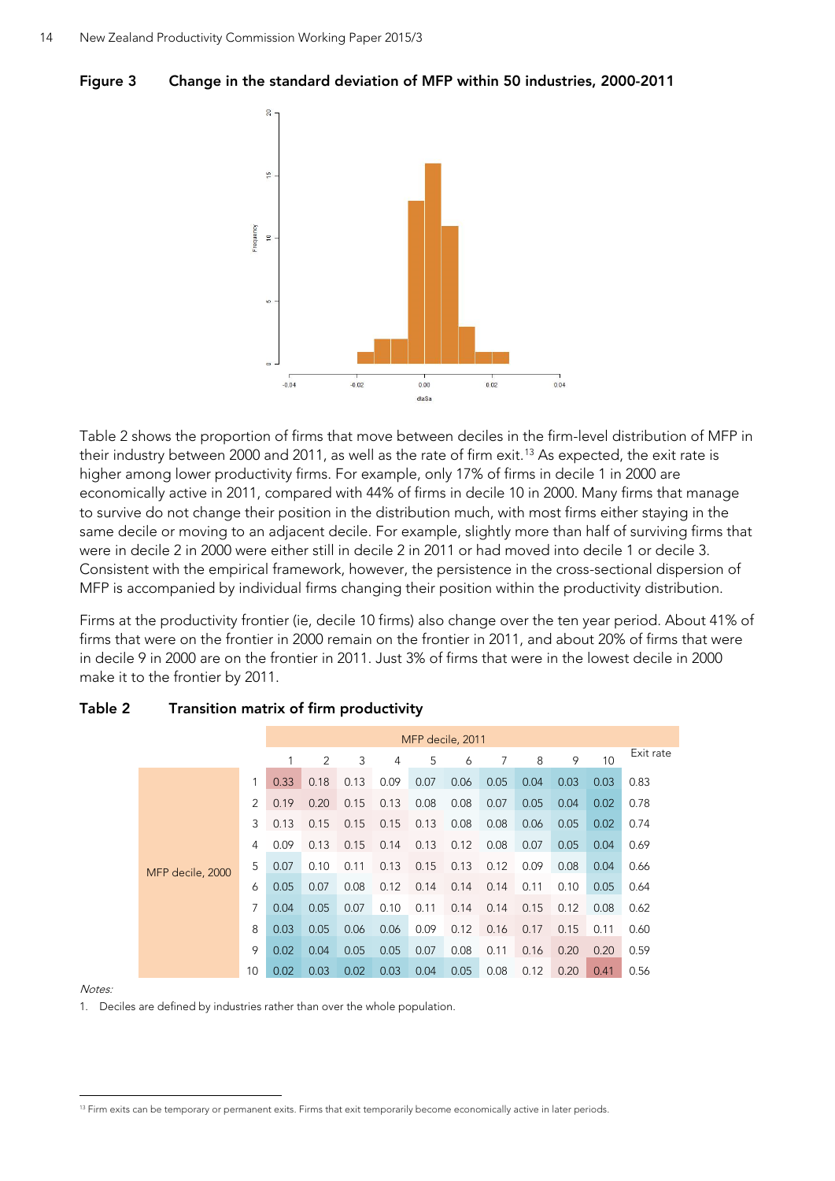**Figure 3 Change in the standard deviation of MFP within 50 industries, 2000-2011**

Table 2 shows the proportion of firms that move between deciles in the firm-level distribution of MFP in their industry between 2000 and 2011, as well as the rate of firm exit.[13] As expected, the exit rate is higher among lower productivity firms. For example, only 17% of firms in decile 1 in 2000 are economically active in 2011, compared with 44% of firms in decile 10 in 2000. Many firms that manage to survive do not change their position in the distribution much, with most firms either staying in the same decile or moving to an adjacent decile. For example, slightly more than half of surviving firms that were in decile 2 in 2000 were either still in decile 2 in 2011 or had moved into decile 1 or decile 3. Consistent with the empirical framework, however, the persistence in the cross-sectional dispersion of MFP is accompanied by individual firms changing their position within the productivity distribution.

Firms at the productivity frontier (ie, decile 10 firms) also change over the ten year period. About 41% of firms that were on the frontier in 2000 remain on the frontier in 2011, and about 20% of firms that were in decile 9 in 2000 are on the frontier in 2011. Just 3% of firms that were in the lowest decile in 2000 make it to the frontier by 2011.

**Table 2 Transition matrix of firm productivity**

| | | MFP decile, 2011 | | | | | | | | | | |
|---|---|---|---|---|---|---|---|---|---|---|---|---|
| | | 1 | 2 | 3 | 4 | 5 | 6 | 7 | 8 | 9 | 10 | Exit rate |
| MFP decile, 2000 | 1 | 0.33 | 0.18 | 0.13 | 0.09 | 0.07 | 0.06 | 0.05 | 0.04 | 0.03 | 0.03 | 0.83 |
| | 2 | 0.19 | 0.20 | 0.15 | 0.13 | 0.08 | 0.08 | 0.07 | 0.05 | 0.04 | 0.02 | 0.78 |
| | 3 | 0.13 | 0.15 | 0.15 | 0.15 | 0.13 | 0.08 | 0.08 | 0.06 | 0.05 | 0.02 | 0.74 |
| | 4 | 0.09 | 0.13 | 0.15 | 0.14 | 0.13 | 0.12 | 0.08 | 0.07 | 0.05 | 0.04 | 0.69 |
| | 5 | 0.07 | 0.10 | 0.11 | 0.13 | 0.15 | 0.13 | 0.12 | 0.09 | 0.08 | 0.04 | 0.66 |
| | 6 | 0.05 | 0.07 | 0.08 | 0.12 | 0.14 | 0.14 | 0.14 | 0.11 | 0.10 | 0.05 | 0.64 |
| | 7 | 0.04 | 0.05 | 0.07 | 0.10 | 0.11 | 0.14 | 0.14 | 0.15 | 0.12 | 0.08 | 0.62 |
| | 8 | 0.03 | 0.05 | 0.06 | 0.06 | 0.09 | 0.12 | 0.16 | 0.17 | 0.15 | 0.11 | 0.60 |
| | 9 | 0.02 | 0.04 | 0.05 | 0.05 | 0.07 | 0.08 | 0.11 | 0.16 | 0.20 | 0.20 | 0.59 |
| | 10 | 0.02 | 0.03 | 0.02 | 0.03 | 0.04 | 0.05 | 0.08 | 0.12 | 0.20 | 0.41 | 0.56 |

*Notes:*

1. Deciles are defined by industries rather than over the whole population.

[13] Firm exits can be temporary or permanent exits. Firms that exit temporarily become economically active in later periods.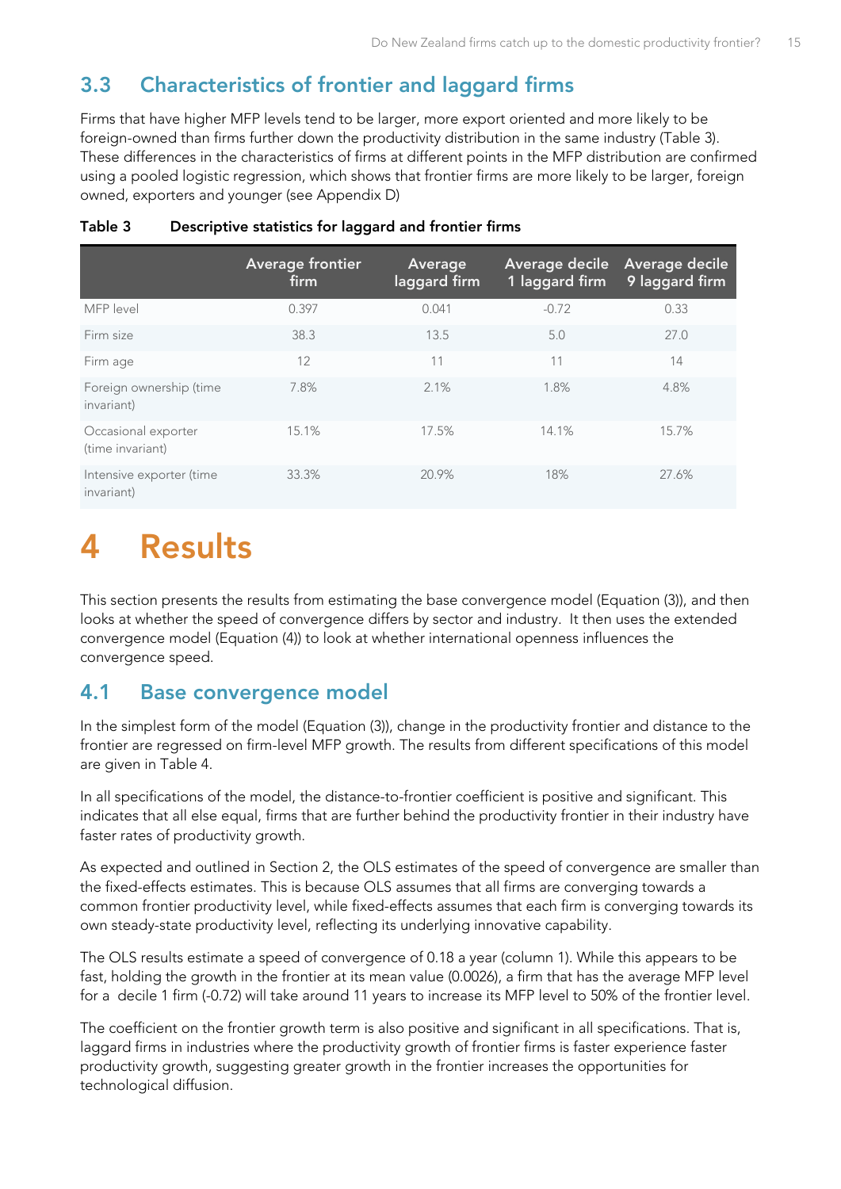## 3.3 Characteristics of frontier and laggard firms

Firms that have higher MFP levels tend to be larger, more export oriented and more likely to be foreign-owned than firms further down the productivity distribution in the same industry (Table 3). These differences in the characteristics of firms at different points in the MFP distribution are confirmed using a pooled logistic regression, which shows that frontier firms are more likely to be larger, foreign owned, exporters and younger (see Appendix D)

**Table 3 Descriptive statistics for laggard and frontier firms**

| | Average frontier firm | Average laggard firm | Average decile 1 laggard firm | Average decile 9 laggard firm |
|---|---|---|---|---|
| MFP level | 0.397 | 0.041 | -0.72 | 0.33 |
| Firm size | 38.3 | 13.5 | 5.0 | 27.0 |
| Firm age | 12 | 11 | 11 | 14 |
| Foreign ownership (time invariant) | 7.8% | 2.1% | 1.8% | 4.8% |
| Occasional exporter (time invariant) | 15.1% | 17.5% | 14.1% | 15.7% |
| Intensive exporter (time invariant) | 33.3% | 20.9% | 18% | 27.6% |

# 4 Results

This section presents the results from estimating the base convergence model (Equation (3)), and then looks at whether the speed of convergence differs by sector and industry. It then uses the extended convergence model (Equation (4)) to look at whether international openness influences the convergence speed.

## 4.1 Base convergence model

In the simplest form of the model (Equation (3)), change in the productivity frontier and distance to the frontier are regressed on firm-level MFP growth. The results from different specifications of this model are given in Table 4.

In all specifications of the model, the distance-to-frontier coefficient is positive and significant. This indicates that all else equal, firms that are further behind the productivity frontier in their industry have faster rates of productivity growth.

As expected and outlined in Section 2, the OLS estimates of the speed of convergence are smaller than the fixed-effects estimates. This is because OLS assumes that all firms are converging towards a common frontier productivity level, while fixed-effects assumes that each firm is converging towards its own steady-state productivity level, reflecting its underlying innovative capability.

The OLS results estimate a speed of convergence of 0.18 a year (column 1). While this appears to be fast, holding the growth in the frontier at its mean value (0.0026), a firm that has the average MFP level for a decile 1 firm (-0.72) will take around 11 years to increase its MFP level to 50% of the frontier level.

The coefficient on the frontier growth term is also positive and significant in all specifications. That is, laggard firms in industries where the productivity growth of frontier firms is faster experience faster productivity growth, suggesting greater growth in the frontier increases the opportunities for technological diffusion.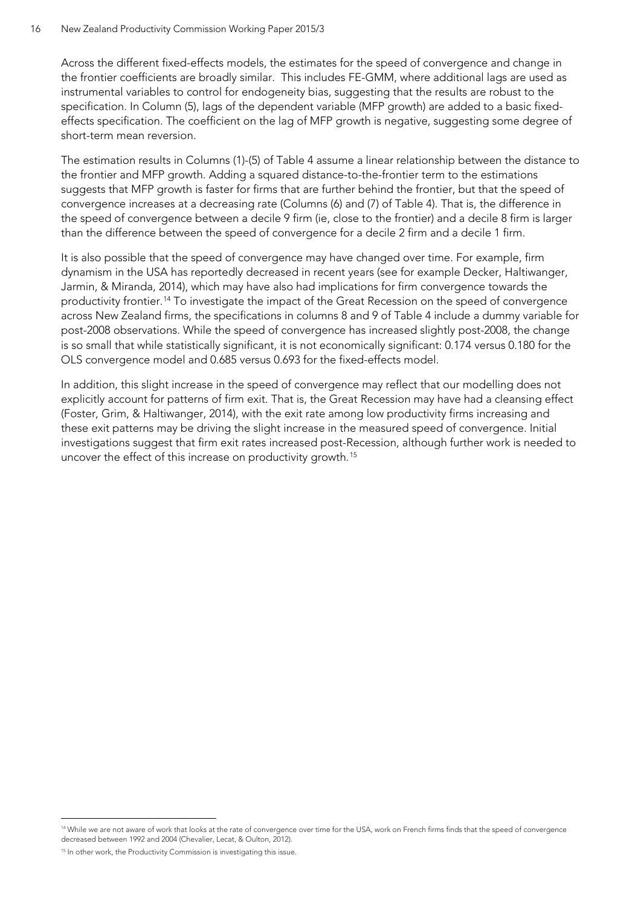Across the different fixed-effects models, the estimates for the speed of convergence and change in the frontier coefficients are broadly similar. This includes FE-GMM, where additional lags are used as instrumental variables to control for endogeneity bias, suggesting that the results are robust to the specification. In Column (5), lags of the dependent variable (MFP growth) are added to a basic fixed-effects specification. The coefficient on the lag of MFP growth is negative, suggesting some degree of short-term mean reversion.

The estimation results in Columns (1)-(5) of Table 4 assume a linear relationship between the distance to the frontier and MFP growth. Adding a squared distance-to-the-frontier term to the estimations suggests that MFP growth is faster for firms that are further behind the frontier, but that the speed of convergence increases at a decreasing rate (Columns (6) and (7) of Table 4). That is, the difference in the speed of convergence between a decile 9 firm (ie, close to the frontier) and a decile 8 firm is larger than the difference between the speed of convergence for a decile 2 firm and a decile 1 firm.

It is also possible that the speed of convergence may have changed over time. For example, firm dynamism in the USA has reportedly decreased in recent years (see for example Decker, Haltiwanger, Jarmin, & Miranda, 2014), which may have also had implications for firm convergence towards the productivity frontier.[14] To investigate the impact of the Great Recession on the speed of convergence across New Zealand firms, the specifications in columns 8 and 9 of Table 4 include a dummy variable for post-2008 observations. While the speed of convergence has increased slightly post-2008, the change is so small that while statistically significant, it is not economically significant: 0.174 versus 0.180 for the OLS convergence model and 0.685 versus 0.693 for the fixed-effects model.

In addition, this slight increase in the speed of convergence may reflect that our modelling does not explicitly account for patterns of firm exit. That is, the Great Recession may have had a cleansing effect (Foster, Grim, & Haltiwanger, 2014), with the exit rate among low productivity firms increasing and these exit patterns may be driving the slight increase in the measured speed of convergence. Initial investigations suggest that firm exit rates increased post-Recession, although further work is needed to uncover the effect of this increase on productivity growth.[15]

---

[14] While we are not aware of work that looks at the rate of convergence over time for the USA, work on French firms finds that the speed of convergence decreased between 1992 and 2004 (Chevalier, Lecat, & Oulton, 2012).

[15] In other work, the Productivity Commission is investigating this issue.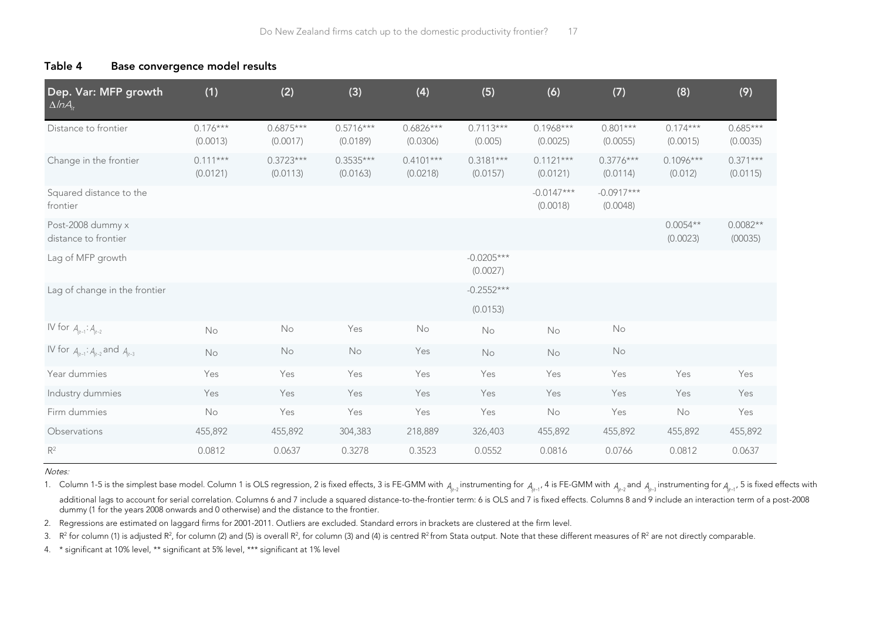## Table 4 Base convergence model results

| Dep. Var: MFP growth $\Delta lnA_{it}$ | (1) | (2) | (3) | (4) | (5) | (6) | (7) | (8) | (9) |
|---|---|---|---|---|---|---|---|---|---|
| Distance to frontier | 0.176*** (0.0013) | 0.6875*** (0.0017) | 0.5716*** (0.0189) | 0.6826*** (0.0306) | 0.7113*** (0.005) | 0.1968*** (0.0025) | 0.801*** (0.0055) | 0.174*** (0.0015) | 0.685*** (0.0035) |
| Change in the frontier | 0.111*** (0.0121) | 0.3723*** (0.0113) | 0.3535*** (0.0163) | 0.4101*** (0.0218) | 0.3181*** (0.0157) | 0.1121*** (0.0121) | 0.3776*** (0.0114) | 0.1096*** (0.012) | 0.371*** (0.0115) |
| Squared distance to the frontier | | | | | | -0.0147*** (0.0018) | -0.0917*** (0.0048) | | |
| Post-2008 dummy x distance to frontier | | | | | | | | 0.0054** (0.0023) | 0.0082** (00035) |
| Lag of MFP growth | | | | | -0.0205*** (0.0027) | | | | |
| Lag of change in the frontier | | | | | -0.2552*** (0.0153) | | | | |
| IV for $A_{it-1}$: $A_{it-2}$ | No | No | Yes | No | No | No | No | | |
| IV for $A_{it-1}$: $A_{it-2}$ and $A_{it-3}$ | No | No | No | Yes | No | No | No | | |
| Year dummies | Yes | Yes | Yes | Yes | Yes | Yes | Yes | Yes | Yes |
| Industry dummies | Yes | Yes | Yes | Yes | Yes | Yes | Yes | Yes | Yes |
| Firm dummies | No | Yes | Yes | Yes | Yes | No | Yes | No | Yes |
| Observations | 455,892 | 455,892 | 304,383 | 218,889 | 326,403 | 455,892 | 455,892 | 455,892 | 455,892 |
| $R^2$ | 0.0812 | 0.0637 | 0.3278 | 0.3523 | 0.0552 | 0.0816 | 0.0766 | 0.0812 | 0.0637 |

*Notes:*

1. Column 1-5 is the simplest base model. Column 1 is OLS regression, 2 is fixed effects, 3 is FE-GMM with $A_{it-2}$ instrumenting for $A_{it-1}$, 4 is FE-GMM with $A_{it-2}$ and $A_{it-3}$ instrumenting for $A_{it-1}$, 5 is fixed effects with additional lags to account for serial correlation. Columns 6 and 7 include a squared distance-to-the-frontier term: 6 is OLS and 7 is fixed effects. Columns 8 and 9 include an interaction term of a post-2008 dummy (1 for the years 2008 onwards and 0 otherwise) and the distance to the frontier.
2. Regressions are estimated on laggard firms for 2001-2011. Outliers are excluded. Standard errors in brackets are clustered at the firm level.
3. $R^2$ for column (1) is adjusted $R^2$, for column (2) and (5) is overall $R^2$, for column (3) and (4) is centred $R^2$ from Stata output. Note that these different measures of $R^2$ are not directly comparable.
4. * significant at 10% level, ** significant at 5% level, *** significant at 1% level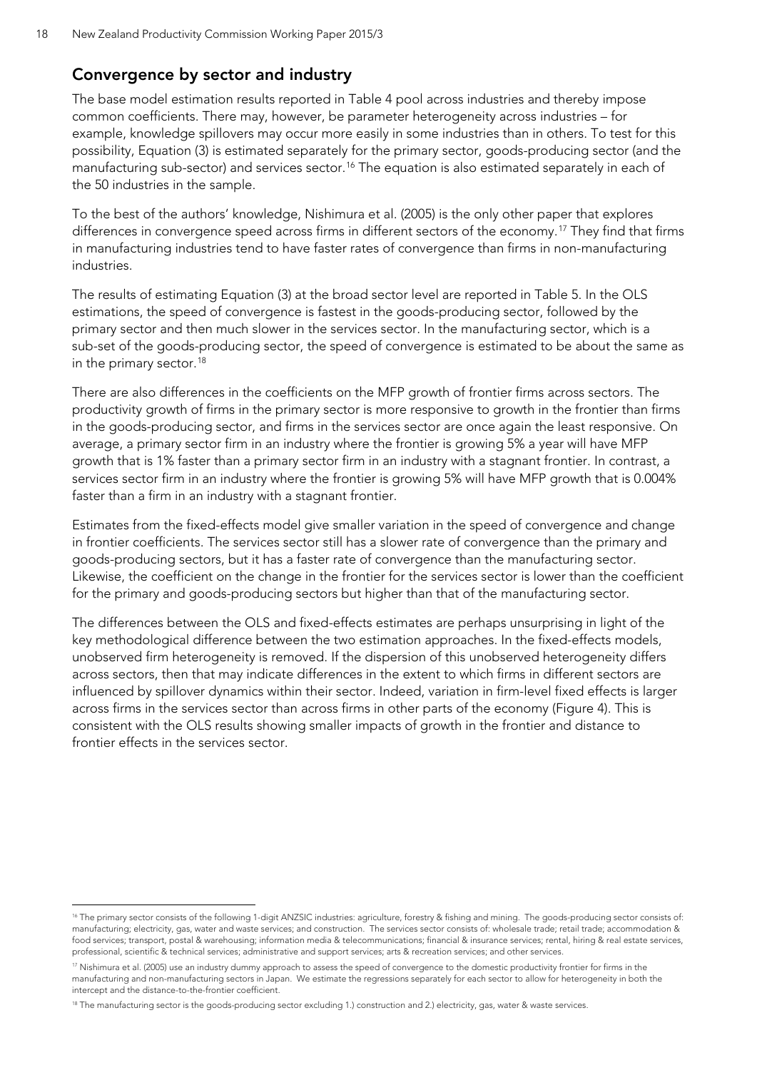## Convergence by sector and industry

The base model estimation results reported in Table 4 pool across industries and thereby impose common coefficients. There may, however, be parameter heterogeneity across industries – for example, knowledge spillovers may occur more easily in some industries than in others. To test for this possibility, Equation (3) is estimated separately for the primary sector, goods-producing sector (and the manufacturing sub-sector) and services sector.[16] The equation is also estimated separately in each of the 50 industries in the sample.

To the best of the authors' knowledge, Nishimura et al. (2005) is the only other paper that explores differences in convergence speed across firms in different sectors of the economy.[17] They find that firms in manufacturing industries tend to have faster rates of convergence than firms in non-manufacturing industries.

The results of estimating Equation (3) at the broad sector level are reported in Table 5. In the OLS estimations, the speed of convergence is fastest in the goods-producing sector, followed by the primary sector and then much slower in the services sector. In the manufacturing sector, which is a sub-set of the goods-producing sector, the speed of convergence is estimated to be about the same as in the primary sector.[18]

There are also differences in the coefficients on the MFP growth of frontier firms across sectors. The productivity growth of firms in the primary sector is more responsive to growth in the frontier than firms in the goods-producing sector, and firms in the services sector are once again the least responsive. On average, a primary sector firm in an industry where the frontier is growing 5% a year will have MFP growth that is 1% faster than a primary sector firm in an industry with a stagnant frontier. In contrast, a services sector firm in an industry where the frontier is growing 5% will have MFP growth that is 0.004% faster than a firm in an industry with a stagnant frontier.

Estimates from the fixed-effects model give smaller variation in the speed of convergence and change in frontier coefficients. The services sector still has a slower rate of convergence than the primary and goods-producing sectors, but it has a faster rate of convergence than the manufacturing sector. Likewise, the coefficient on the change in the frontier for the services sector is lower than the coefficient for the primary and goods-producing sectors but higher than that of the manufacturing sector.

The differences between the OLS and fixed-effects estimates are perhaps unsurprising in light of the key methodological difference between the two estimation approaches. In the fixed-effects models, unobserved firm heterogeneity is removed. If the dispersion of this unobserved heterogeneity differs across sectors, then that may indicate differences in the extent to which firms in different sectors are influenced by spillover dynamics within their sector. Indeed, variation in firm-level fixed effects is larger across firms in the services sector than across firms in other parts of the economy (Figure 4). This is consistent with the OLS results showing smaller impacts of growth in the frontier and distance to frontier effects in the services sector.

---

[16] The primary sector consists of the following 1-digit ANZSIC industries: agriculture, forestry & fishing and mining. The goods-producing sector consists of: manufacturing; electricity, gas, water and waste services; and construction. The services sector consists of: wholesale trade; retail trade; accommodation & food services; transport, postal & warehousing; information media & telecommunications; financial & insurance services; rental, hiring & real estate services, professional, scientific & technical services; administrative and support services; arts & recreation services; and other services.

[17] Nishimura et al. (2005) use an industry dummy approach to assess the speed of convergence to the domestic productivity frontier for firms in the manufacturing and non-manufacturing sectors in Japan. We estimate the regressions separately for each sector to allow for heterogeneity in both the intercept and the distance-to-the-frontier coefficient.

[18] The manufacturing sector is the goods-producing sector excluding 1.) construction and 2.) electricity, gas, water & waste services.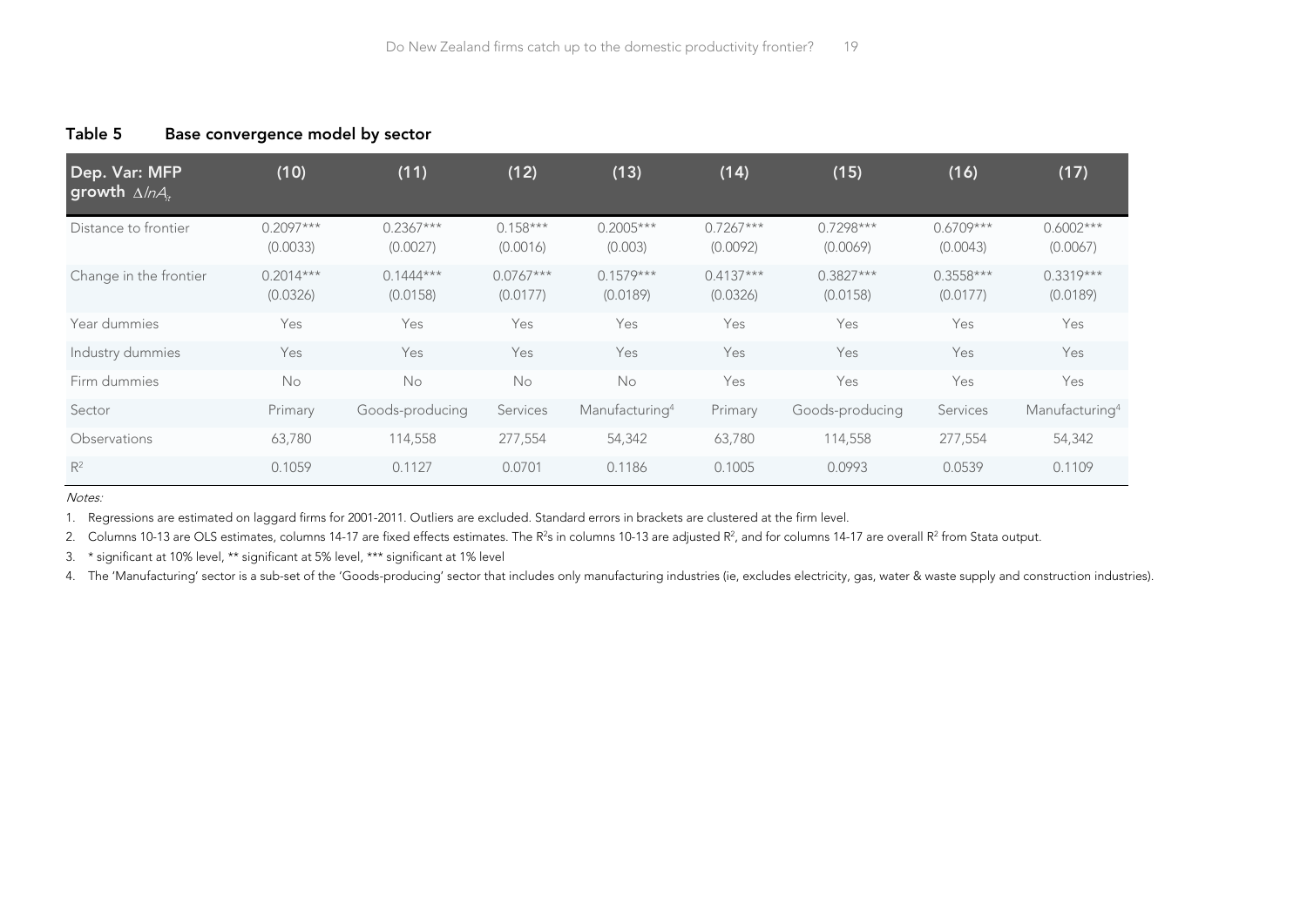**Table 5 Base convergence model by sector**

| Dep. Var: MFP growth $\Delta lnA_{it}$ | (10) | (11) | (12) | (13) | (14) | (15) | (16) | (17) |
|---|---|---|---|---|---|---|---|---|
| Distance to frontier | 0.2097*** (0.0033) | 0.2367*** (0.0027) | 0.158*** (0.0016) | 0.2005*** (0.003) | 0.7267*** (0.0092) | 0.7298*** (0.0069) | 0.6709*** (0.0043) | 0.6002*** (0.0067) |
| Change in the frontier | 0.2014*** (0.0326) | 0.1444*** (0.0158) | 0.0767*** (0.0177) | 0.1579*** (0.0189) | 0.4137*** (0.0326) | 0.3827*** (0.0158) | 0.3558*** (0.0177) | 0.3319*** (0.0189) |
| Year dummies | Yes | Yes | Yes | Yes | Yes | Yes | Yes | Yes |
| Industry dummies | Yes | Yes | Yes | Yes | Yes | Yes | Yes | Yes |
| Firm dummies | No | No | No | No | Yes | Yes | Yes | Yes |
| Sector | Primary | Goods-producing | Services | Manufacturing[4] | Primary | Goods-producing | Services | Manufacturing[4] |
| Observations | 63,780 | 114,558 | 277,554 | 54,342 | 63,780 | 114,558 | 277,554 | 54,342 |
| $R^2$ | 0.1059 | 0.1127 | 0.0701 | 0.1186 | 0.1005 | 0.0993 | 0.0539 | 0.1109 |

*Notes:*

1. Regressions are estimated on laggard firms for 2001-2011. Outliers are excluded. Standard errors in brackets are clustered at the firm level.
2. Columns 10-13 are OLS estimates, columns 14-17 are fixed effects estimates. The $R^2$s in columns 10-13 are adjusted $R^2$, and for columns 14-17 are overall $R^2$ from Stata output.
3. * significant at 10% level, ** significant at 5% level, *** significant at 1% level
4. The 'Manufacturing' sector is a sub-set of the 'Goods-producing' sector that includes only manufacturing industries (ie, excludes electricity, gas, water & waste supply and construction industries).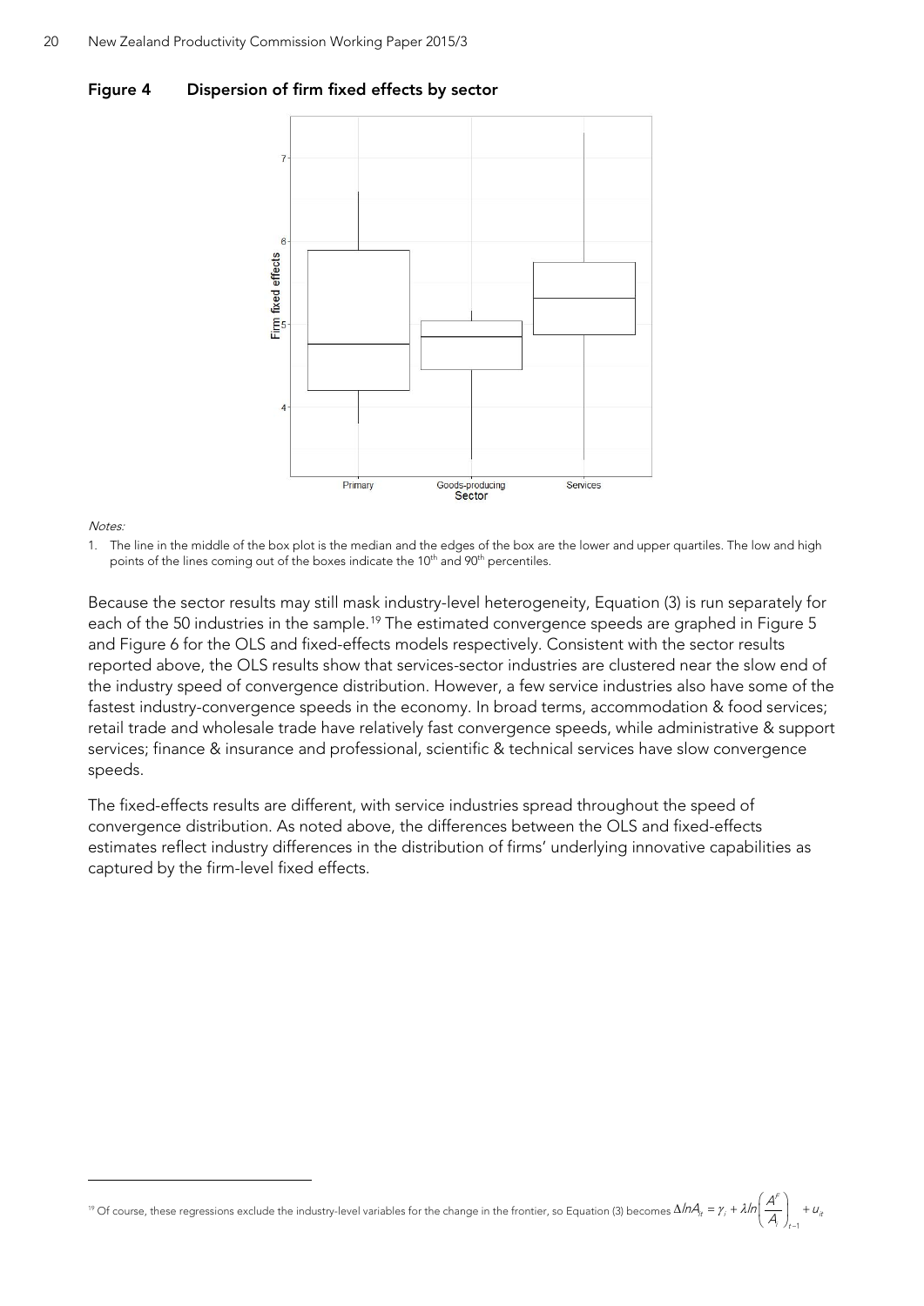**Figure 4 Dispersion of firm fixed effects by sector**

*Notes:*

1. The line in the middle of the box plot is the median and the edges of the box are the lower and upper quartiles. The low and high points of the lines coming out of the boxes indicate the 10th and 90th percentiles.

Because the sector results may still mask industry-level heterogeneity, Equation (3) is run separately for each of the 50 industries in the sample.[19] The estimated convergence speeds are graphed in Figure 5 and Figure 6 for the OLS and fixed-effects models respectively. Consistent with the sector results reported above, the OLS results show that services-sector industries are clustered near the slow end of the industry speed of convergence distribution. However, a few service industries also have some of the fastest industry-convergence speeds in the economy. In broad terms, accommodation & food services; retail trade and wholesale trade have relatively fast convergence speeds, while administrative & support services; finance & insurance and professional, scientific & technical services have slow convergence speeds.

The fixed-effects results are different, with service industries spread throughout the speed of convergence distribution. As noted above, the differences between the OLS and fixed-effects estimates reflect industry differences in the distribution of firms' underlying innovative capabilities as captured by the firm-level fixed effects.

[19] Of course, these regressions exclude the industry-level variables for the change in the frontier, so Equation (3) becomes $\Delta lnA_{it} = \gamma_i + \lambda ln\left(\frac{A^F}{A_i}\right)_{t-1} + u_{it}$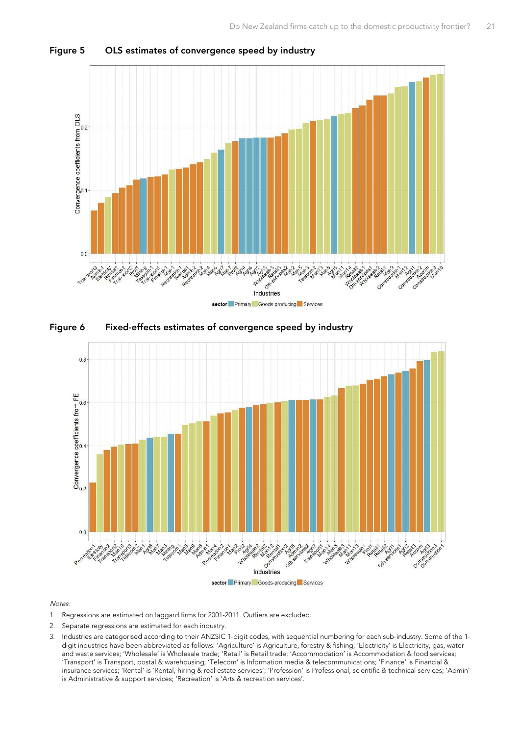## Figure 5 OLS estimates of convergence speed by industry

## Figure 6 Fixed-effects estimates of convergence speed by industry

*Notes:*

1. Regressions are estimated on laggard firms for 2001-2011. Outliers are excluded.
2. Separate regressions are estimated for each industry.
3. Industries are categorised according to their ANZSIC 1-digit codes, with sequential numbering for each sub-industry. Some of the 1-digit industries have been abbreviated as follows: 'Agriculture' is Agriculture, forestry & fishing; 'Electricity' is Electricity, gas, water and waste services; 'Wholesale' is Wholesale trade; 'Retail' is Retail trade; 'Accommodation' is Accommodation & food services; 'Transport' is Transport, postal & warehousing; 'Telecom' is Information media & telecommunications; 'Finance' is Financial & insurance services; 'Rental' is 'Rental, hiring & real estate services'; 'Profession' is Professional, scientific & technical services; 'Admin' is Administrative & support services; 'Recreation' is 'Arts & recreation services'.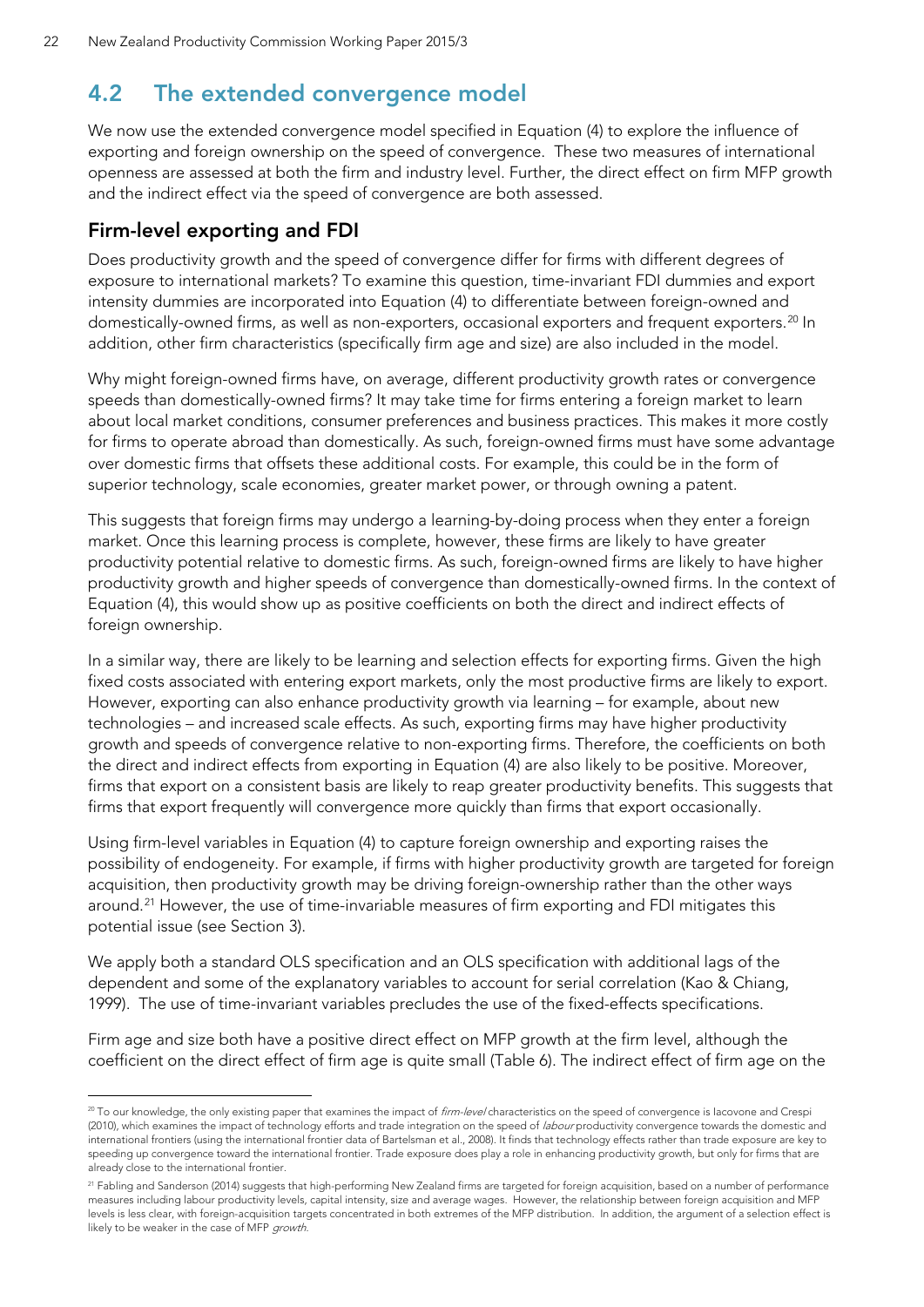## 4.2 The extended convergence model

We now use the extended convergence model specified in Equation (4) to explore the influence of exporting and foreign ownership on the speed of convergence. These two measures of international openness are assessed at both the firm and industry level. Further, the direct effect on firm MFP growth and the indirect effect via the speed of convergence are both assessed.

### Firm-level exporting and FDI

Does productivity growth and the speed of convergence differ for firms with different degrees of exposure to international markets? To examine this question, time-invariant FDI dummies and export intensity dummies are incorporated into Equation (4) to differentiate between foreign-owned and domestically-owned firms, as well as non-exporters, occasional exporters and frequent exporters.[20] In addition, other firm characteristics (specifically firm age and size) are also included in the model.

Why might foreign-owned firms have, on average, different productivity growth rates or convergence speeds than domestically-owned firms? It may take time for firms entering a foreign market to learn about local market conditions, consumer preferences and business practices. This makes it more costly for firms to operate abroad than domestically. As such, foreign-owned firms must have some advantage over domestic firms that offsets these additional costs. For example, this could be in the form of superior technology, scale economies, greater market power, or through owning a patent.

This suggests that foreign firms may undergo a learning-by-doing process when they enter a foreign market. Once this learning process is complete, however, these firms are likely to have greater productivity potential relative to domestic firms. As such, foreign-owned firms are likely to have higher productivity growth and higher speeds of convergence than domestically-owned firms. In the context of Equation (4), this would show up as positive coefficients on both the direct and indirect effects of foreign ownership.

In a similar way, there are likely to be learning and selection effects for exporting firms. Given the high fixed costs associated with entering export markets, only the most productive firms are likely to export. However, exporting can also enhance productivity growth via learning – for example, about new technologies – and increased scale effects. As such, exporting firms may have higher productivity growth and speeds of convergence relative to non-exporting firms. Therefore, the coefficients on both the direct and indirect effects from exporting in Equation (4) are also likely to be positive. Moreover, firms that export on a consistent basis are likely to reap greater productivity benefits. This suggests that firms that export frequently will convergence more quickly than firms that export occasionally.

Using firm-level variables in Equation (4) to capture foreign ownership and exporting raises the possibility of endogeneity. For example, if firms with higher productivity growth are targeted for foreign acquisition, then productivity growth may be driving foreign-ownership rather than the other ways around.[21] However, the use of time-invariable measures of firm exporting and FDI mitigates this potential issue (see Section 3).

We apply both a standard OLS specification and an OLS specification with additional lags of the dependent and some of the explanatory variables to account for serial correlation (Kao & Chiang, 1999). The use of time-invariant variables precludes the use of the fixed-effects specifications.

Firm age and size both have a positive direct effect on MFP growth at the firm level, although the coefficient on the direct effect of firm age is quite small (Table 6). The indirect effect of firm age on the

[20] To our knowledge, the only existing paper that examines the impact of *firm-level* characteristics on the speed of convergence is Iacovone and Crespi (2010), which examines the impact of technology efforts and trade integration on the speed of *labour* productivity convergence towards the domestic and international frontiers (using the international frontier data of Bartelsman et al., 2008). It finds that technology effects rather than trade exposure are key to speeding up convergence toward the international frontier. Trade exposure does play a role in enhancing productivity growth, but only for firms that are already close to the international frontier.

[21] Fabling and Sanderson (2014) suggests that high-performing New Zealand firms are targeted for foreign acquisition, based on a number of performance measures including labour productivity levels, capital intensity, size and average wages. However, the relationship between foreign acquisition and MFP levels is less clear, with foreign-acquisition targets concentrated in both extremes of the MFP distribution. In addition, the argument of a selection effect is likely to be weaker in the case of MFP *growth*.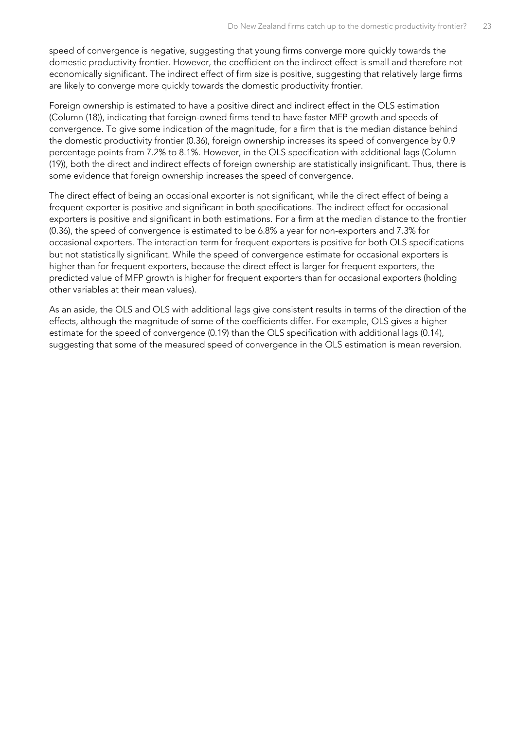speed of convergence is negative, suggesting that young firms converge more quickly towards the domestic productivity frontier. However, the coefficient on the indirect effect is small and therefore not economically significant. The indirect effect of firm size is positive, suggesting that relatively large firms are likely to converge more quickly towards the domestic productivity frontier.

Foreign ownership is estimated to have a positive direct and indirect effect in the OLS estimation (Column (18)), indicating that foreign-owned firms tend to have faster MFP growth and speeds of convergence. To give some indication of the magnitude, for a firm that is the median distance behind the domestic productivity frontier (0.36), foreign ownership increases its speed of convergence by 0.9 percentage points from 7.2% to 8.1%. However, in the OLS specification with additional lags (Column (19)), both the direct and indirect effects of foreign ownership are statistically insignificant. Thus, there is some evidence that foreign ownership increases the speed of convergence.

The direct effect of being an occasional exporter is not significant, while the direct effect of being a frequent exporter is positive and significant in both specifications. The indirect effect for occasional exporters is positive and significant in both estimations. For a firm at the median distance to the frontier (0.36), the speed of convergence is estimated to be 6.8% a year for non-exporters and 7.3% for occasional exporters. The interaction term for frequent exporters is positive for both OLS specifications but not statistically significant. While the speed of convergence estimate for occasional exporters is higher than for frequent exporters, because the direct effect is larger for frequent exporters, the predicted value of MFP growth is higher for frequent exporters than for occasional exporters (holding other variables at their mean values).

As an aside, the OLS and OLS with additional lags give consistent results in terms of the direction of the effects, although the magnitude of some of the coefficients differ. For example, OLS gives a higher estimate for the speed of convergence (0.19) than the OLS specification with additional lags (0.14), suggesting that some of the measured speed of convergence in the OLS estimation is mean reversion.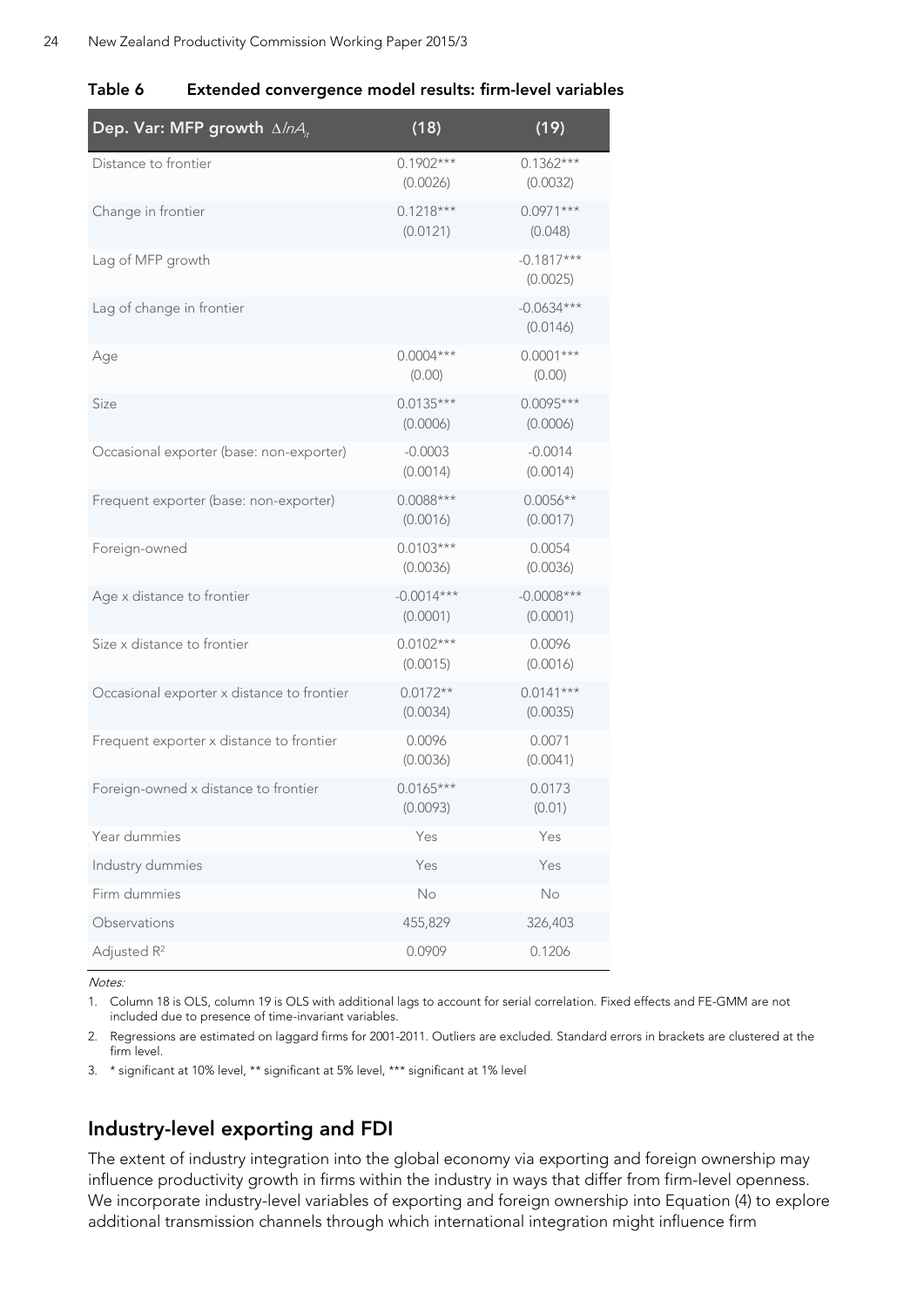**Table 6 Extended convergence model results: firm-level variables**

| Dep. Var: MFP growth $\Delta lnA_{it}$ | (18) | (19) |
|---|---|---|
| Distance to frontier | 0.1902*** (0.0026) | 0.1362*** (0.0032) |
| Change in frontier | 0.1218*** (0.0121) | 0.0971*** (0.048) |
| Lag of MFP growth | | -0.1817*** (0.0025) |
| Lag of change in frontier | | -0.0634*** (0.0146) |
| Age | 0.0004*** (0.00) | 0.0001*** (0.00) |
| Size | 0.0135*** (0.0006) | 0.0095*** (0.0006) |
| Occasional exporter (base: non-exporter) | -0.0003 (0.0014) | -0.0014 (0.0014) |
| Frequent exporter (base: non-exporter) | 0.0088*** (0.0016) | 0.0056** (0.0017) |
| Foreign-owned | 0.0103*** (0.0036) | 0.0054 (0.0036) |
| Age x distance to frontier | -0.0014*** (0.0001) | -0.0008*** (0.0001) |
| Size x distance to frontier | 0.0102*** (0.0015) | 0.0096 (0.0016) |
| Occasional exporter x distance to frontier | 0.0172** (0.0034) | 0.0141*** (0.0035) |
| Frequent exporter x distance to frontier | 0.0096 (0.0036) | 0.0071 (0.0041) |
| Foreign-owned x distance to frontier | 0.0165*** (0.0093) | 0.0173 (0.01) |
| Year dummies | Yes | Yes |
| Industry dummies | Yes | Yes |
| Firm dummies | No | No |
| Observations | 455,829 | 326,403 |
| Adjusted $R^2$ | 0.0909 | 0.1206 |

*Notes:*

1. Column 18 is OLS, column 19 is OLS with additional lags to account for serial correlation. Fixed effects and FE-GMM are not included due to presence of time-invariant variables.
2. Regressions are estimated on laggard firms for 2001-2011. Outliers are excluded. Standard errors in brackets are clustered at the firm level.
3. * significant at 10% level, ** significant at 5% level, *** significant at 1% level

## Industry-level exporting and FDI

The extent of industry integration into the global economy via exporting and foreign ownership may influence productivity growth in firms within the industry in ways that differ from firm-level openness. We incorporate industry-level variables of exporting and foreign ownership into Equation (4) to explore additional transmission channels through which international integration might influence firm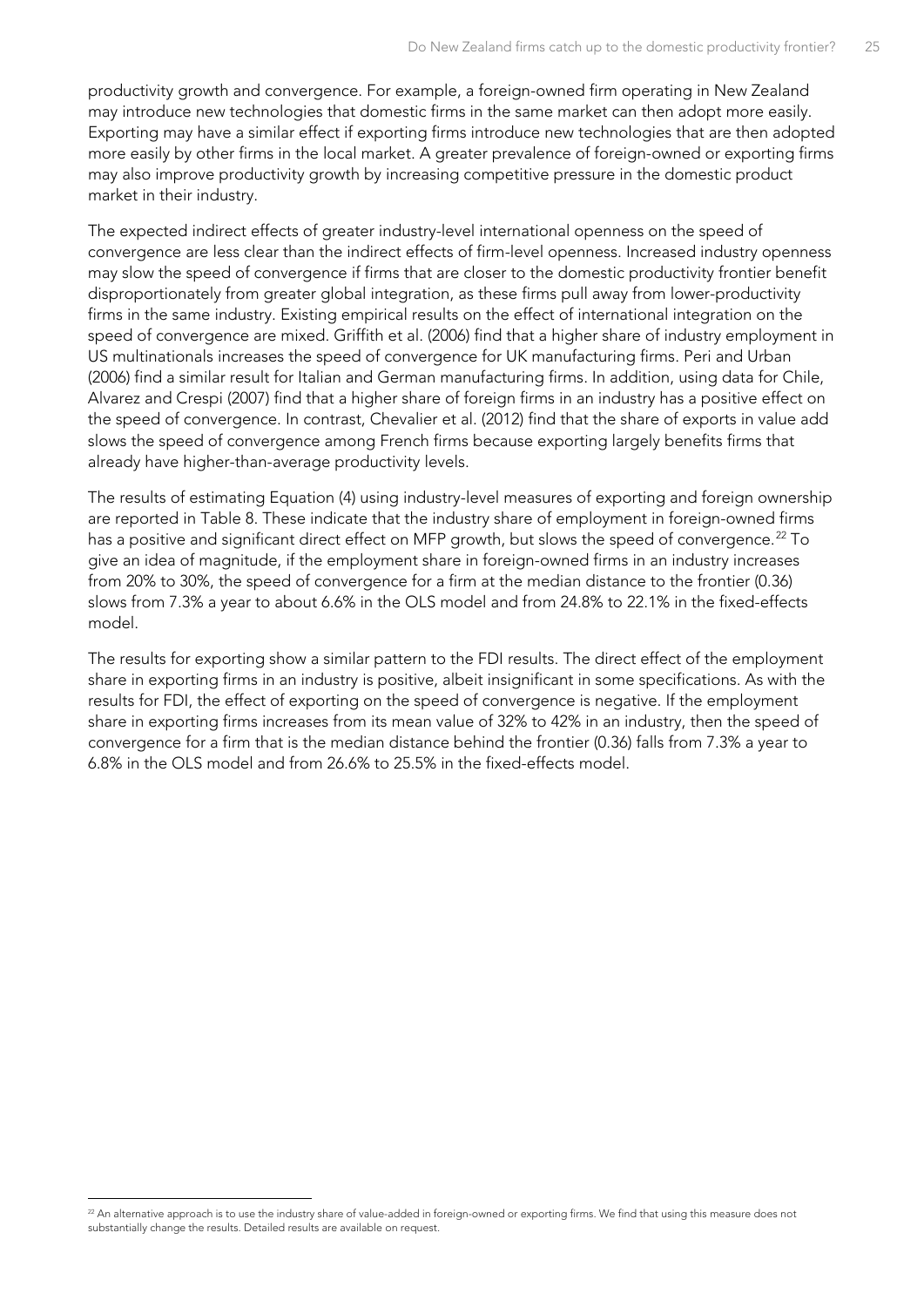productivity growth and convergence. For example, a foreign-owned firm operating in New Zealand may introduce new technologies that domestic firms in the same market can then adopt more easily. Exporting may have a similar effect if exporting firms introduce new technologies that are then adopted more easily by other firms in the local market. A greater prevalence of foreign-owned or exporting firms may also improve productivity growth by increasing competitive pressure in the domestic product market in their industry.

The expected indirect effects of greater industry-level international openness on the speed of convergence are less clear than the indirect effects of firm-level openness. Increased industry openness may slow the speed of convergence if firms that are closer to the domestic productivity frontier benefit disproportionately from greater global integration, as these firms pull away from lower-productivity firms in the same industry. Existing empirical results on the effect of international integration on the speed of convergence are mixed. Griffith et al. (2006) find that a higher share of industry employment in US multinationals increases the speed of convergence for UK manufacturing firms. Peri and Urban (2006) find a similar result for Italian and German manufacturing firms. In addition, using data for Chile, Alvarez and Crespi (2007) find that a higher share of foreign firms in an industry has a positive effect on the speed of convergence. In contrast, Chevalier et al. (2012) find that the share of exports in value add slows the speed of convergence among French firms because exporting largely benefits firms that already have higher-than-average productivity levels.

The results of estimating Equation (4) using industry-level measures of exporting and foreign ownership are reported in Table 8. These indicate that the industry share of employment in foreign-owned firms has a positive and significant direct effect on MFP growth, but slows the speed of convergence.[22] To give an idea of magnitude, if the employment share in foreign-owned firms in an industry increases from 20% to 30%, the speed of convergence for a firm at the median distance to the frontier (0.36) slows from 7.3% a year to about 6.6% in the OLS model and from 24.8% to 22.1% in the fixed-effects model.

The results for exporting show a similar pattern to the FDI results. The direct effect of the employment share in exporting firms in an industry is positive, albeit insignificant in some specifications. As with the results for FDI, the effect of exporting on the speed of convergence is negative. If the employment share in exporting firms increases from its mean value of 32% to 42% in an industry, then the speed of convergence for a firm that is the median distance behind the frontier (0.36) falls from 7.3% a year to 6.8% in the OLS model and from 26.6% to 25.5% in the fixed-effects model.

[22] An alternative approach is to use the industry share of value-added in foreign-owned or exporting firms. We find that using this measure does not substantially change the results. Detailed results are available on request.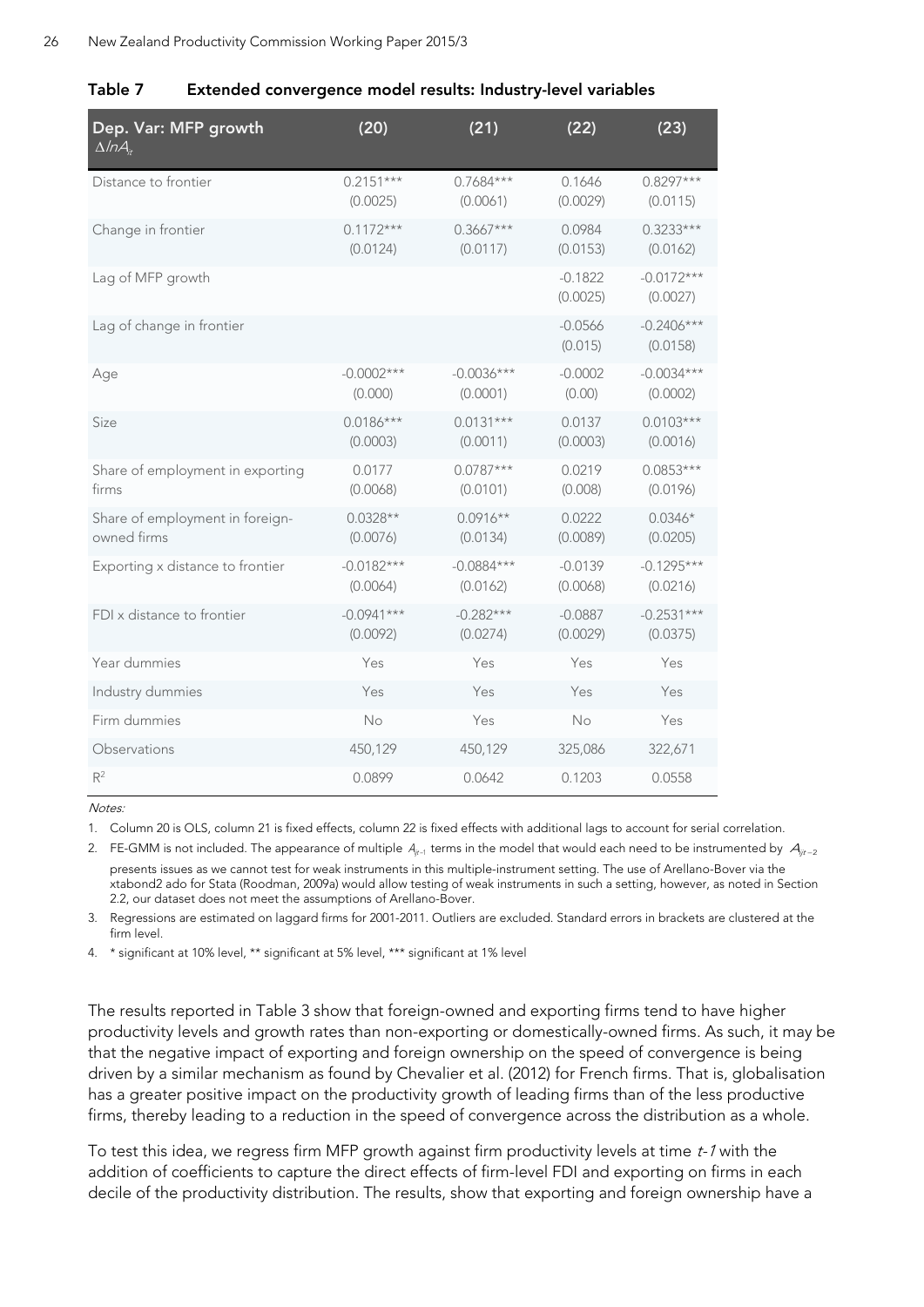**Table 7 Extended convergence model results: Industry-level variables**

| Dep. Var: MFP growth $\Delta lnA_{it}$ | (20) | (21) | (22) | (23) |
|---|---|---|---|---|
| Distance to frontier | 0.2151*** (0.0025) | 0.7684*** (0.0061) | 0.1646 (0.0029) | 0.8297*** (0.0115) |
| Change in frontier | 0.1172*** (0.0124) | 0.3667*** (0.0117) | 0.0984 (0.0153) | 0.3233*** (0.0162) |
| Lag of MFP growth | | | -0.1822 (0.0025) | -0.0172*** (0.0027) |
| Lag of change in frontier | | | -0.0566 (0.015) | -0.2406*** (0.0158) |
| Age | -0.0002*** (0.000) | -0.0036*** (0.0001) | -0.0002 (0.00) | -0.0034*** (0.0002) |
| Size | 0.0186*** (0.0003) | 0.0131*** (0.0011) | 0.0137 (0.0003) | 0.0103*** (0.0016) |
| Share of employment in exporting firms | 0.0177 (0.0068) | 0.0787*** (0.0101) | 0.0219 (0.008) | 0.0853*** (0.0196) |
| Share of employment in foreign-owned firms | 0.0328** (0.0076) | 0.0916** (0.0134) | 0.0222 (0.0089) | 0.0346* (0.0205) |
| Exporting x distance to frontier | -0.0182*** (0.0064) | -0.0884*** (0.0162) | -0.0139 (0.0068) | -0.1295*** (0.0216) |
| FDI x distance to frontier | -0.0941*** (0.0092) | -0.282*** (0.0274) | -0.0887 (0.0029) | -0.2531*** (0.0375) |
| Year dummies | Yes | Yes | Yes | Yes |
| Industry dummies | Yes | Yes | Yes | Yes |
| Firm dummies | No | Yes | No | Yes |
| Observations | 450,129 | 450,129 | 325,086 | 322,671 |
| $R^2$ | 0.0899 | 0.0642 | 0.1203 | 0.0558 |

*Notes:*

1. Column 20 is OLS, column 21 is fixed effects, column 22 is fixed effects with additional lags to account for serial correlation.
2. FE-GMM is not included. The appearance of multiple $A_{jt-1}$ terms in the model that would each need to be instrumented by $A_{jt-2}$ presents issues as we cannot test for weak instruments in this multiple-instrument setting. The use of Arellano-Bover via the xtabond2 ado for Stata (Roodman, 2009a) would allow testing of weak instruments in such a setting, however, as noted in Section 2.2, our dataset does not meet the assumptions of Arellano-Bover.
3. Regressions are estimated on laggard firms for 2001-2011. Outliers are excluded. Standard errors in brackets are clustered at the firm level.
4. * significant at 10% level, ** significant at 5% level, *** significant at 1% level

The results reported in Table 3 show that foreign-owned and exporting firms tend to have higher productivity levels and growth rates than non-exporting or domestically-owned firms. As such, it may be that the negative impact of exporting and foreign ownership on the speed of convergence is being driven by a similar mechanism as found by Chevalier et al. (2012) for French firms. That is, globalisation has a greater positive impact on the productivity growth of leading firms than of the less productive firms, thereby leading to a reduction in the speed of convergence across the distribution as a whole.

To test this idea, we regress firm MFP growth against firm productivity levels at time *t-1* with the addition of coefficients to capture the direct effects of firm-level FDI and exporting on firms in each decile of the productivity distribution. The results, show that exporting and foreign ownership have a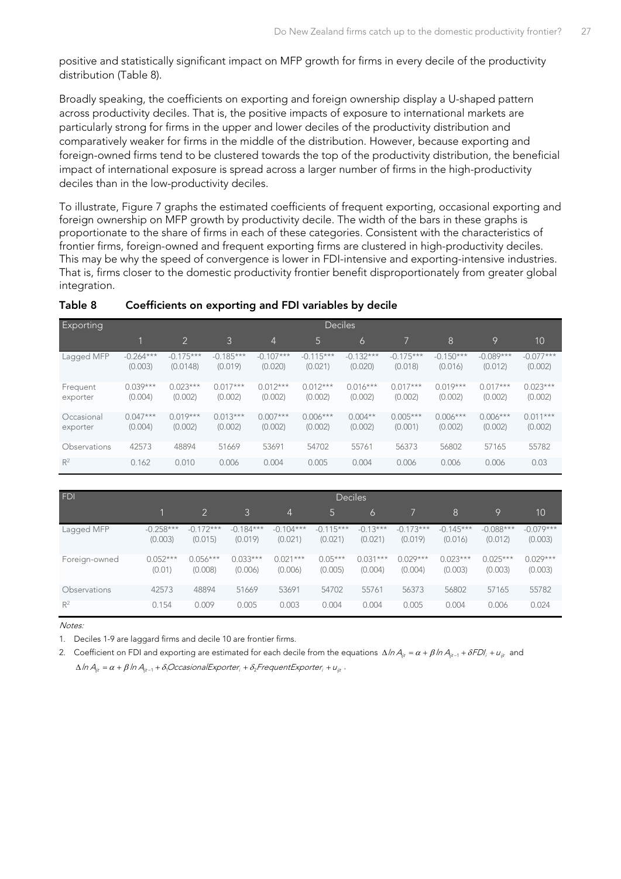positive and statistically significant impact on MFP growth for firms in every decile of the productivity distribution (Table 8).

Broadly speaking, the coefficients on exporting and foreign ownership display a U-shaped pattern across productivity deciles. That is, the positive impacts of exposure to international markets are particularly strong for firms in the upper and lower deciles of the productivity distribution and comparatively weaker for firms in the middle of the distribution. However, because exporting and foreign-owned firms tend to be clustered towards the top of the productivity distribution, the beneficial impact of international exposure is spread across a larger number of firms in the high-productivity deciles than in the low-productivity deciles.

To illustrate, Figure 7 graphs the estimated coefficients of frequent exporting, occasional exporting and foreign ownership on MFP growth by productivity decile. The width of the bars in these graphs is proportionate to the share of firms in each of these categories. Consistent with the characteristics of frontier firms, foreign-owned and frequent exporting firms are clustered in high-productivity deciles. This may be why the speed of convergence is lower in FDI-intensive and exporting-intensive industries. That is, firms closer to the domestic productivity frontier benefit disproportionately from greater global integration.

**Table 8 Coefficients on exporting and FDI variables by decile**

| Exporting | Deciles | | | | | | | | | |
|---|---|---|---|---|---|---|---|---|---|---|
| | 1 | 2 | 3 | 4 | 5 | 6 | 7 | 8 | 9 | 10 |
| Lagged MFP | -0.264*** (0.003) | -0.175*** (0.0148) | -0.185*** (0.019) | -0.107*** (0.020) | -0.115*** (0.021) | -0.132*** (0.020) | -0.175*** (0.018) | -0.150*** (0.016) | -0.089*** (0.012) | -0.077*** (0.002) |
| Frequent exporter | 0.039*** (0.004) | 0.023*** (0.002) | 0.017*** (0.002) | 0.012*** (0.002) | 0.012*** (0.002) | 0.016*** (0.002) | 0.017*** (0.002) | 0.019*** (0.002) | 0.017*** (0.002) | 0.023*** (0.002) |
| Occasional exporter | 0.047*** (0.004) | 0.019*** (0.002) | 0.013*** (0.002) | 0.007*** (0.002) | 0.006*** (0.002) | 0.004** (0.002) | 0.005*** (0.001) | 0.006*** (0.002) | 0.006*** (0.002) | 0.011*** (0.002) |
| Observations | 42573 | 48894 | 51669 | 53691 | 54702 | 55761 | 56373 | 56802 | 57165 | 55782 |
| $R^2$ | 0.162 | 0.010 | 0.006 | 0.004 | 0.005 | 0.004 | 0.006 | 0.006 | 0.006 | 0.03 |

| FDI | Deciles | | | | | | | | | |
|---|---|---|---|---|---|---|---|---|---|---|
| | 1 | 2 | 3 | 4 | 5 | 6 | 7 | 8 | 9 | 10 |
| Lagged MFP | -0.258*** (0.003) | -0.172*** (0.015) | -0.184*** (0.019) | -0.104*** (0.021) | -0.115*** (0.021) | -0.13*** (0.021) | -0.173*** (0.019) | -0.145*** (0.016) | -0.088*** (0.012) | -0.079*** (0.003) |
| Foreign-owned | 0.052*** (0.01) | 0.056*** (0.008) | 0.033*** (0.006) | 0.021*** (0.006) | 0.05*** (0.005) | 0.031*** (0.004) | 0.029*** (0.004) | 0.023*** (0.003) | 0.025*** (0.003) | 0.029*** (0.003) |
| Observations | 42573 | 48894 | 51669 | 53691 | 54702 | 55761 | 56373 | 56802 | 57165 | 55782 |
| $R^2$ | 0.154 | 0.009 | 0.005 | 0.003 | 0.004 | 0.004 | 0.005 | 0.004 | 0.006 | 0.024 |

*Notes:*

1. Deciles 1-9 are laggard firms and decile 10 are frontier firms.
2. Coefficient on FDI and exporting are estimated for each decile from the equations $\Delta \ln A_{ijt} = \alpha + \beta \ln A_{ijt-1} + \delta FDI_i + u_{ijt}$ and $\Delta \ln A_{ijt} = \alpha + \beta \ln A_{ijt-1} + \delta_1 OccasionalExporter_i + \delta_2 FrequentExporter_i + u_{ijt}$.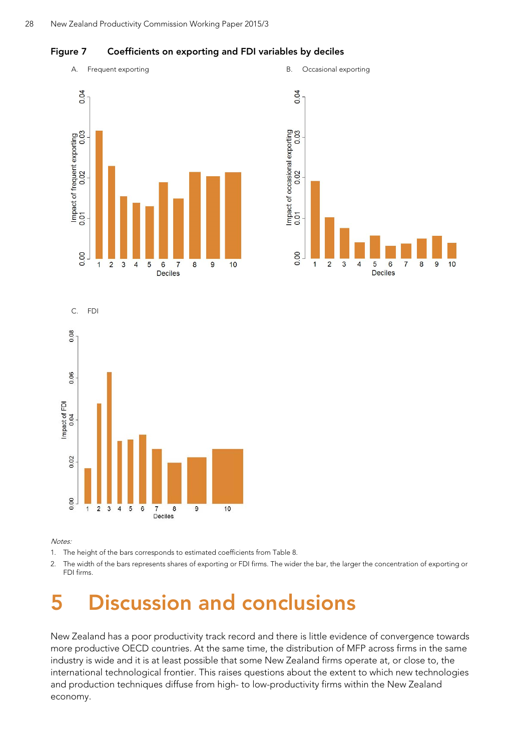**Figure 7 Coefficients on exporting and FDI variables by deciles**

A. Frequent exporting

B. Occasional exporting

C. FDI

*Notes:*

1. The height of the bars corresponds to estimated coefficients from Table 8.
2. The width of the bars represents shares of exporting or FDI firms. The wider the bar, the larger the concentration of exporting or FDI firms.

# 5 Discussion and conclusions

New Zealand has a poor productivity track record and there is little evidence of convergence towards more productive OECD countries. At the same time, the distribution of MFP across firms in the same industry is wide and it is at least possible that some New Zealand firms operate at, or close to, the international technological frontier. This raises questions about the extent to which new technologies and production techniques diffuse from high- to low-productivity firms within the New Zealand economy.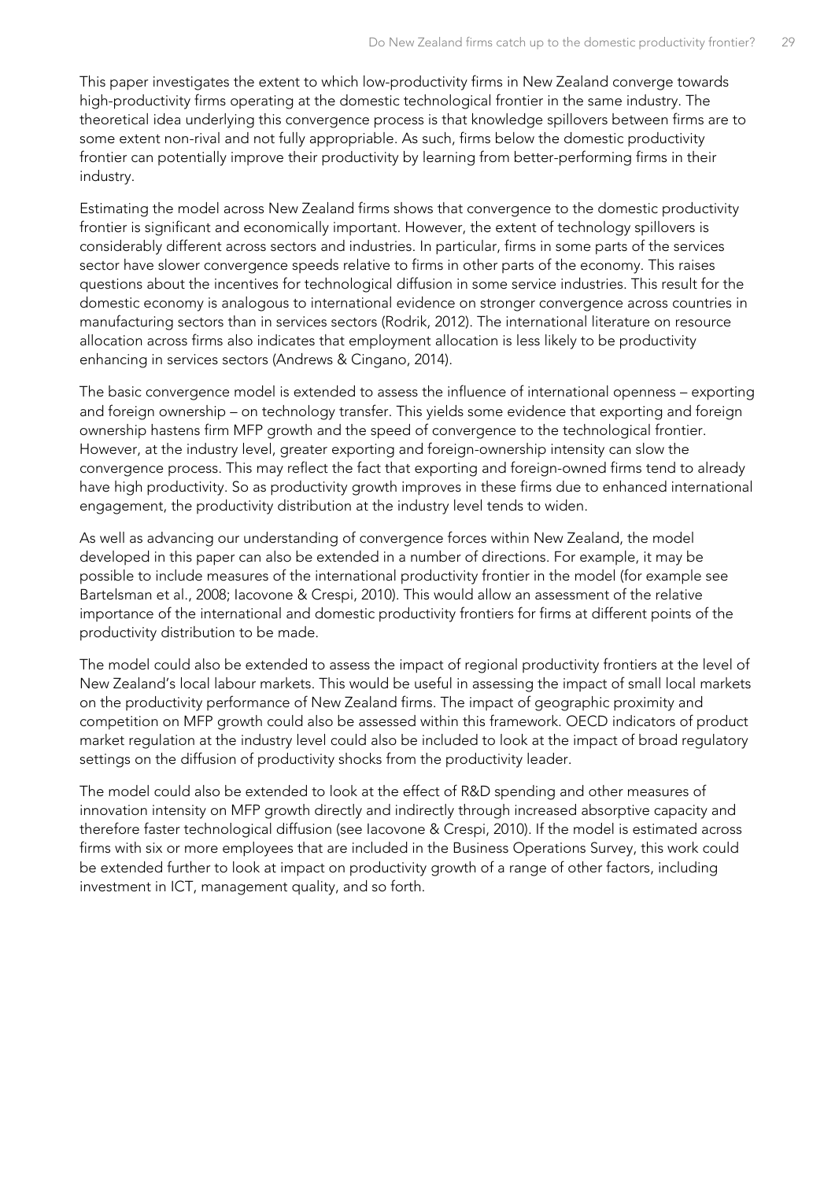This paper investigates the extent to which low-productivity firms in New Zealand converge towards high-productivity firms operating at the domestic technological frontier in the same industry. The theoretical idea underlying this convergence process is that knowledge spillovers between firms are to some extent non-rival and not fully appropriable. As such, firms below the domestic productivity frontier can potentially improve their productivity by learning from better-performing firms in their industry.

Estimating the model across New Zealand firms shows that convergence to the domestic productivity frontier is significant and economically important. However, the extent of technology spillovers is considerably different across sectors and industries. In particular, firms in some parts of the services sector have slower convergence speeds relative to firms in other parts of the economy. This raises questions about the incentives for technological diffusion in some service industries. This result for the domestic economy is analogous to international evidence on stronger convergence across countries in manufacturing sectors than in services sectors (Rodrik, 2012). The international literature on resource allocation across firms also indicates that employment allocation is less likely to be productivity enhancing in services sectors (Andrews & Cingano, 2014).

The basic convergence model is extended to assess the influence of international openness – exporting and foreign ownership – on technology transfer. This yields some evidence that exporting and foreign ownership hastens firm MFP growth and the speed of convergence to the technological frontier. However, at the industry level, greater exporting and foreign-ownership intensity can slow the convergence process. This may reflect the fact that exporting and foreign-owned firms tend to already have high productivity. So as productivity growth improves in these firms due to enhanced international engagement, the productivity distribution at the industry level tends to widen.

As well as advancing our understanding of convergence forces within New Zealand, the model developed in this paper can also be extended in a number of directions. For example, it may be possible to include measures of the international productivity frontier in the model (for example see Bartelsman et al., 2008; Iacovone & Crespi, 2010). This would allow an assessment of the relative importance of the international and domestic productivity frontiers for firms at different points of the productivity distribution to be made.

The model could also be extended to assess the impact of regional productivity frontiers at the level of New Zealand's local labour markets. This would be useful in assessing the impact of small local markets on the productivity performance of New Zealand firms. The impact of geographic proximity and competition on MFP growth could also be assessed within this framework. OECD indicators of product market regulation at the industry level could also be included to look at the impact of broad regulatory settings on the diffusion of productivity shocks from the productivity leader.

The model could also be extended to look at the effect of R&D spending and other measures of innovation intensity on MFP growth directly and indirectly through increased absorptive capacity and therefore faster technological diffusion (see Iacovone & Crespi, 2010). If the model is estimated across firms with six or more employees that are included in the Business Operations Survey, this work could be extended further to look at impact on productivity growth of a range of other factors, including investment in ICT, management quality, and so forth.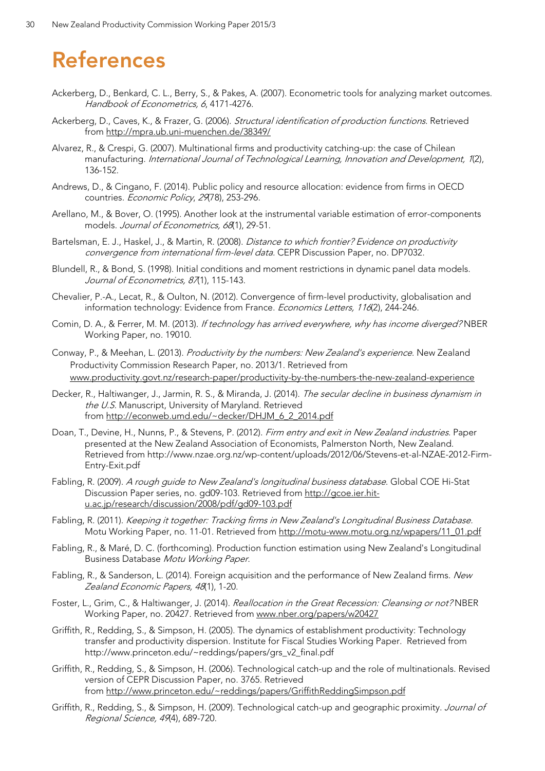# References

Ackerberg, D., Benkard, C. L., Berry, S., & Pakes, A. (2007). Econometric tools for analyzing market outcomes. *Handbook of Econometrics, 6*, 4171-4276.

Ackerberg, D., Caves, K., & Frazer, G. (2006). *Structural identification of production functions*. Retrieved from http://mpra.ub.uni-muenchen.de/38349/

Alvarez, R., & Crespi, G. (2007). Multinational firms and productivity catching-up: the case of Chilean manufacturing. *International Journal of Technological Learning, Innovation and Development, 1*(2), 136-152.

Andrews, D., & Cingano, F. (2014). Public policy and resource allocation: evidence from firms in OECD countries. *Economic Policy*, *29*(78), 253-296.

Arellano, M., & Bover, O. (1995). Another look at the instrumental variable estimation of error-components models. *Journal of Econometrics, 68*(1), 29-51.

Bartelsman, E. J., Haskel, J., & Martin, R. (2008). *Distance to which frontier? Evidence on productivity convergence from international firm-level data.* CEPR Discussion Paper, no. DP7032.

Blundell, R., & Bond, S. (1998). Initial conditions and moment restrictions in dynamic panel data models. *Journal of Econometrics, 87*(1), 115-143.

Chevalier, P.-A., Lecat, R., & Oulton, N. (2012). Convergence of firm-level productivity, globalisation and information technology: Evidence from France. *Economics Letters, 116*(2), 244-246.

Comin, D. A., & Ferrer, M. M. (2013). *If technology has arrived everywhere, why has income diverged?* NBER Working Paper, no. 19010.

Conway, P., & Meehan, L. (2013). *Productivity by the numbers: New Zealand's experience.* New Zealand Productivity Commission Research Paper, no. 2013/1. Retrieved from www.productivity.govt.nz/research-paper/productivity-by-the-numbers-the-new-zealand-experience

Decker, R., Haltiwanger, J., Jarmin, R. S., & Miranda, J. (2014). *The secular decline in business dynamism in the U.S.* Manuscript, University of Maryland. Retrieved from http://econweb.umd.edu/~decker/DHJM_6_2_2014.pdf

Doan, T., Devine, H., Nunns, P., & Stevens, P. (2012). *Firm entry and exit in New Zealand industries*. Paper presented at the New Zealand Association of Economists, Palmerston North, New Zealand. Retrieved from http://www.nzae.org.nz/wp-content/uploads/2012/06/Stevens-et-al-NZAE-2012-Firm-Entry-Exit.pdf

Fabling, R. (2009). *A rough guide to New Zealand's longitudinal business database*. Global COE Hi-Stat Discussion Paper series, no. gd09-103. Retrieved from http://gcoe.ier.hit-u.ac.jp/research/discussion/2008/pdf/gd09-103.pdf

Fabling, R. (2011). *Keeping it together: Tracking firms in New Zealand's Longitudinal Business Database*. Motu Working Paper, no. 11-01. Retrieved from http://motu-www.motu.org.nz/wpapers/11_01.pdf

Fabling, R., & Maré, D. C. (forthcoming). Production function estimation using New Zealand's Longitudinal Business Database *Motu Working Paper*.

Fabling, R., & Sanderson, L. (2014). Foreign acquisition and the performance of New Zealand firms. *New Zealand Economic Papers, 48*(1), 1-20.

Foster, L., Grim, C., & Haltiwanger, J. (2014). *Reallocation in the Great Recession: Cleansing or not?* NBER Working Paper, no. 20427. Retrieved from www.nber.org/papers/w20427

Griffith, R., Redding, S., & Simpson, H. (2005). The dynamics of establishment productivity: Technology transfer and productivity dispersion. Institute for Fiscal Studies Working Paper. Retrieved from http://www.princeton.edu/~reddings/papers/grs_v2_final.pdf

Griffith, R., Redding, S., & Simpson, H. (2006). Technological catch-up and the role of multinationals. Revised version of CEPR Discussion Paper, no. 3765. Retrieved from http://www.princeton.edu/~reddings/papers/GriffithReddingSimpson.pdf

Griffith, R., Redding, S., & Simpson, H. (2009). Technological catch-up and geographic proximity. *Journal of Regional Science, 49*(4), 689-720.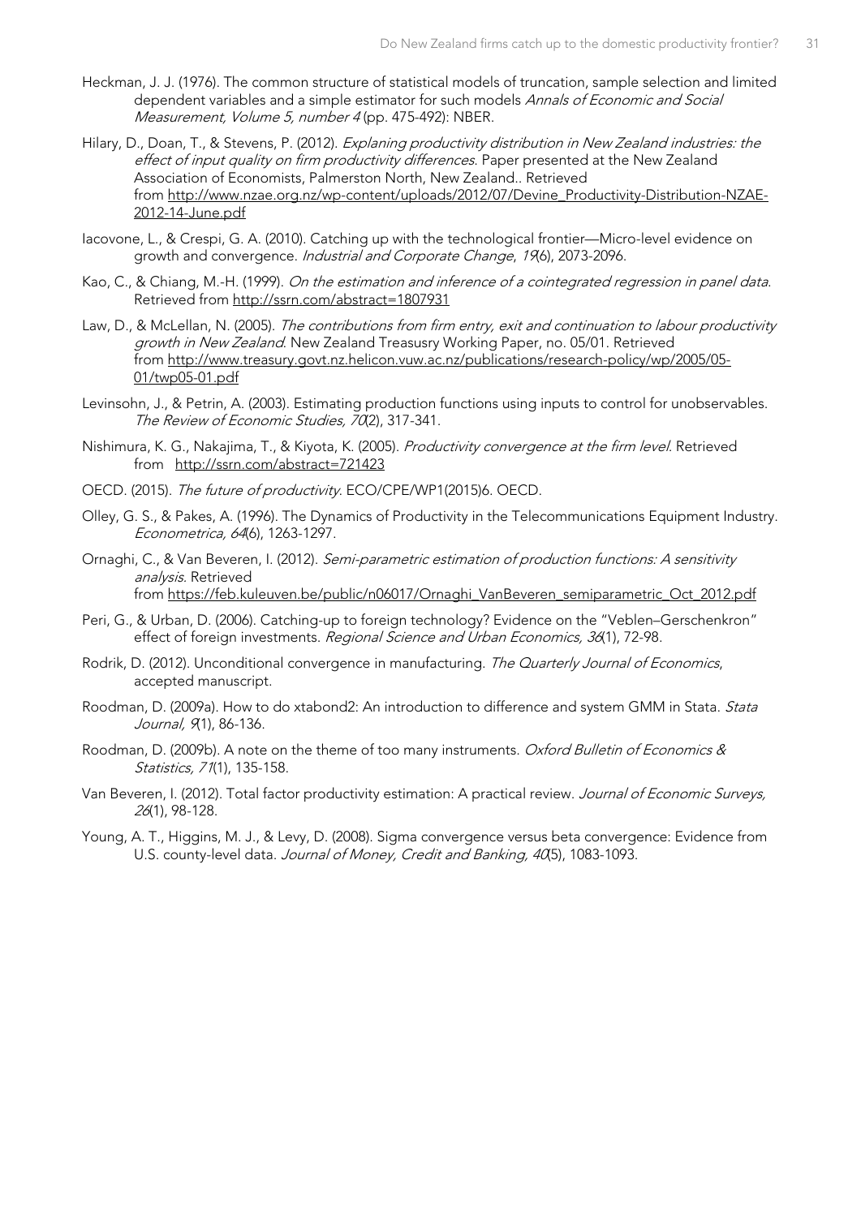Heckman, J. J. (1976). The common structure of statistical models of truncation, sample selection and limited dependent variables and a simple estimator for such models *Annals of Economic and Social Measurement, Volume 5, number 4* (pp. 475-492): NBER.

Hilary, D., Doan, T., & Stevens, P. (2012). *Explaning productivity distribution in New Zealand industries: the effect of input quality on firm productivity differences*. Paper presented at the New Zealand Association of Economists, Palmerston North, New Zealand.. Retrieved from http://www.nzae.org.nz/wp-content/uploads/2012/07/Devine_Productivity-Distribution-NZAE-2012-14-June.pdf

Iacovone, L., & Crespi, G. A. (2010). Catching up with the technological frontier—Micro-level evidence on growth and convergence. *Industrial and Corporate Change*, *19*(6), 2073-2096.

Kao, C., & Chiang, M.-H. (1999). *On the estimation and inference of a cointegrated regression in panel data*. Retrieved from http://ssrn.com/abstract=1807931

Law, D., & McLellan, N. (2005). *The contributions from firm entry, exit and continuation to labour productivity growth in New Zealand*. New Zealand Treasusry Working Paper, no. 05/01. Retrieved from http://www.treasury.govt.nz.helicon.vuw.ac.nz/publications/research-policy/wp/2005/05-01/twp05-01.pdf

Levinsohn, J., & Petrin, A. (2003). Estimating production functions using inputs to control for unobservables. *The Review of Economic Studies, 70*(2), 317-341.

Nishimura, K. G., Nakajima, T., & Kiyota, K. (2005). *Productivity convergence at the firm level*. Retrieved from http://ssrn.com/abstract=721423

OECD. (2015). *The future of productivity*. ECO/CPE/WP1(2015)6. OECD.

Olley, G. S., & Pakes, A. (1996). The Dynamics of Productivity in the Telecommunications Equipment Industry. *Econometrica, 64*(6), 1263-1297.

Ornaghi, C., & Van Beveren, I. (2012). *Semi-parametric estimation of production functions: A sensitivity analysis*. Retrieved from https://feb.kuleuven.be/public/n06017/Ornaghi_VanBeveren_semiparametric_Oct_2012.pdf

Peri, G., & Urban, D. (2006). Catching-up to foreign technology? Evidence on the "Veblen–Gerschenkron" effect of foreign investments. *Regional Science and Urban Economics, 36*(1), 72-98.

Rodrik, D. (2012). Unconditional convergence in manufacturing. *The Quarterly Journal of Economics*, accepted manuscript.

Roodman, D. (2009a). How to do xtabond2: An introduction to difference and system GMM in Stata. *Stata Journal, 9*(1), 86-136.

Roodman, D. (2009b). A note on the theme of too many instruments. *Oxford Bulletin of Economics & Statistics, 71*(1), 135-158.

Van Beveren, I. (2012). Total factor productivity estimation: A practical review. *Journal of Economic Surveys, 26*(1), 98-128.

Young, A. T., Higgins, M. J., & Levy, D. (2008). Sigma convergence versus beta convergence: Evidence from U.S. county-level data. *Journal of Money, Credit and Banking, 40*(5), 1083-1093.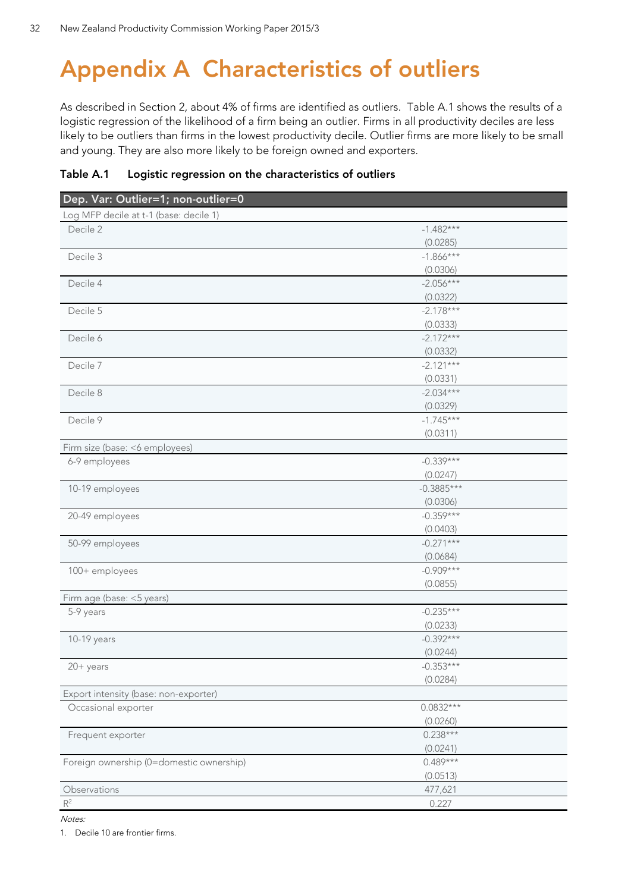# Appendix A Characteristics of outliers

As described in Section 2, about 4% of firms are identified as outliers. Table A.1 shows the results of a logistic regression of the likelihood of a firm being an outlier. Firms in all productivity deciles are less likely to be outliers than firms in the lowest productivity decile. Outlier firms are more likely to be small and young. They are also more likely to be foreign owned and exporters.

**Table A.1 Logistic regression on the characteristics of outliers**

| Dep. Var: Outlier=1; non-outlier=0 | |
|---|---|
| Log MFP decile at t-1 (base: decile 1) | |
| Decile 2 | -1.482*** |
| | (0.0285) |
| Decile 3 | -1.866*** |
| | (0.0306) |
| Decile 4 | -2.056*** |
| | (0.0322) |
| Decile 5 | -2.178*** |
| | (0.0333) |
| Decile 6 | -2.172*** |
| | (0.0332) |
| Decile 7 | -2.121*** |
| | (0.0331) |
| Decile 8 | -2.034*** |
| | (0.0329) |
| Decile 9 | -1.745*** |
| | (0.0311) |
| Firm size (base: <6 employees) | |
| 6-9 employees | -0.339*** |
| | (0.0247) |
| 10-19 employees | -0.3885*** |
| | (0.0306) |
| 20-49 employees | -0.359*** |
| | (0.0403) |
| 50-99 employees | -0.271*** |
| | (0.0684) |
| 100+ employees | -0.909*** |
| | (0.0855) |
| Firm age (base: <5 years) | |
| 5-9 years | -0.235*** |
| | (0.0233) |
| 10-19 years | -0.392*** |
| | (0.0244) |
| 20+ years | -0.353*** |
| | (0.0284) |
| Export intensity (base: non-exporter) | |
| Occasional exporter | 0.0832*** |
| | (0.0260) |
| Frequent exporter | 0.238*** |
| | (0.0241) |
| Foreign ownership (0=domestic ownership) | 0.489*** |
| | (0.0513) |
| Observations | 477,621 |
| $R^2$ | 0.227 |

*Notes:*

1. Decile 10 are frontier firms.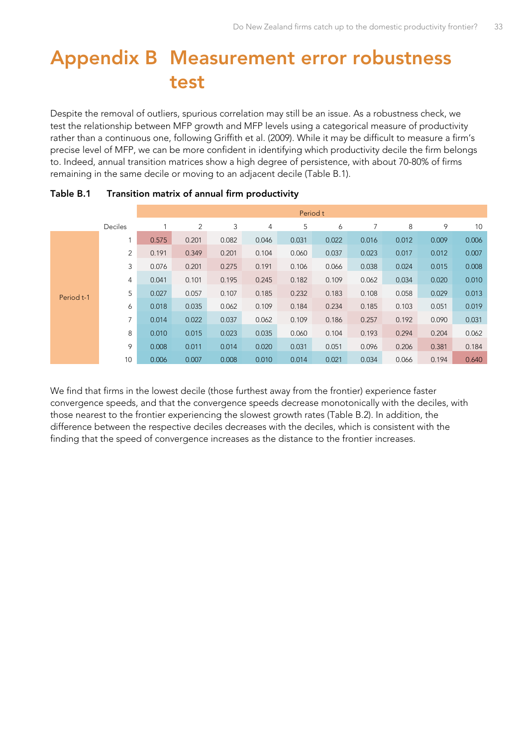# Appendix B Measurement error robustness test

Despite the removal of outliers, spurious correlation may still be an issue. As a robustness check, we test the relationship between MFP growth and MFP levels using a categorical measure of productivity rather than a continuous one, following Griffith et al. (2009). While it may be difficult to measure a firm's precise level of MFP, we can be more confident in identifying which productivity decile the firm belongs to. Indeed, annual transition matrices show a high degree of persistence, with about 70-80% of firms remaining in the same decile or moving to an adjacent decile (Table B.1).

**Table B.1 Transition matrix of annual firm productivity**

| | | Period t | | | | | | | | | |
|---|---|---|---|---|---|---|---|---|---|---|---|
| | Deciles | 1 | 2 | 3 | 4 | 5 | 6 | 7 | 8 | 9 | 10 |
| Period t-1 | 1 | 0.575 | 0.201 | 0.082 | 0.046 | 0.031 | 0.022 | 0.016 | 0.012 | 0.009 | 0.006 |
| | 2 | 0.191 | 0.349 | 0.201 | 0.104 | 0.060 | 0.037 | 0.023 | 0.017 | 0.012 | 0.007 |
| | 3 | 0.076 | 0.201 | 0.275 | 0.191 | 0.106 | 0.066 | 0.038 | 0.024 | 0.015 | 0.008 |
| | 4 | 0.041 | 0.101 | 0.195 | 0.245 | 0.182 | 0.109 | 0.062 | 0.034 | 0.020 | 0.010 |
| | 5 | 0.027 | 0.057 | 0.107 | 0.185 | 0.232 | 0.183 | 0.108 | 0.058 | 0.029 | 0.013 |
| | 6 | 0.018 | 0.035 | 0.062 | 0.109 | 0.184 | 0.234 | 0.185 | 0.103 | 0.051 | 0.019 |
| | 7 | 0.014 | 0.022 | 0.037 | 0.062 | 0.109 | 0.186 | 0.257 | 0.192 | 0.090 | 0.031 |
| | 8 | 0.010 | 0.015 | 0.023 | 0.035 | 0.060 | 0.104 | 0.193 | 0.294 | 0.204 | 0.062 |
| | 9 | 0.008 | 0.011 | 0.014 | 0.020 | 0.031 | 0.051 | 0.096 | 0.206 | 0.381 | 0.184 |
| | 10 | 0.006 | 0.007 | 0.008 | 0.010 | 0.014 | 0.021 | 0.034 | 0.066 | 0.194 | 0.640 |

We find that firms in the lowest decile (those furthest away from the frontier) experience faster convergence speeds, and that the convergence speeds decrease monotonically with the deciles, with those nearest to the frontier experiencing the slowest growth rates (Table B.2). In addition, the difference between the respective deciles decreases with the deciles, which is consistent with the finding that the speed of convergence increases as the distance to the frontier increases.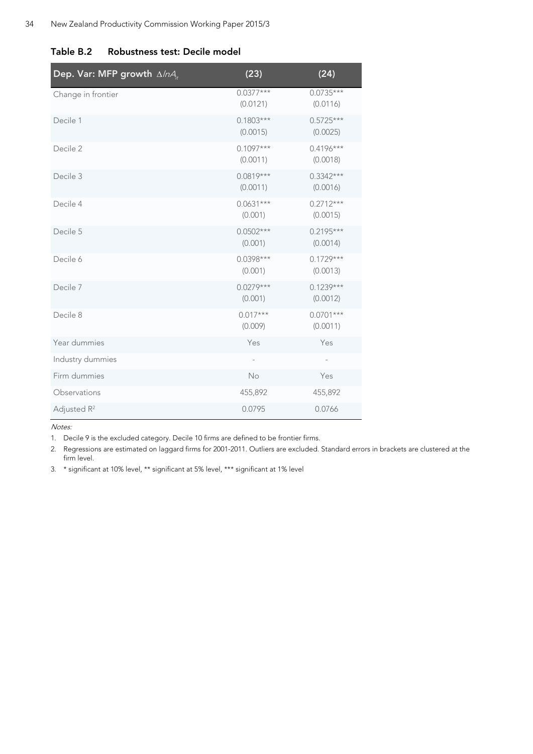**Table B.2 Robustness test: Decile model**

| Dep. Var: MFP growth $\Delta lnA_{it}$ | (23) | (24) |
|---|---|---|
| Change in frontier | 0.0377*** | 0.0735*** |
| | (0.0121) | (0.0116) |
| Decile 1 | 0.1803*** | 0.5725*** |
| | (0.0015) | (0.0025) |
| Decile 2 | 0.1097*** | 0.4196*** |
| | (0.0011) | (0.0018) |
| Decile 3 | 0.0819*** | 0.3342*** |
| | (0.0011) | (0.0016) |
| Decile 4 | 0.0631*** | 0.2712*** |
| | (0.001) | (0.0015) |
| Decile 5 | 0.0502*** | 0.2195*** |
| | (0.001) | (0.0014) |
| Decile 6 | 0.0398*** | 0.1729*** |
| | (0.001) | (0.0013) |
| Decile 7 | 0.0279*** | 0.1239*** |
| | (0.001) | (0.0012) |
| Decile 8 | 0.017*** | 0.0701*** |
| | (0.009) | (0.0011) |
| Year dummies | Yes | Yes |
| Industry dummies | - | - |
| Firm dummies | No | Yes |
| Observations | 455,892 | 455,892 |
| Adjusted $R^2$ | 0.0795 | 0.0766 |

*Notes:*

1. Decile 9 is the excluded category. Decile 10 firms are defined to be frontier firms.
2. Regressions are estimated on laggard firms for 2001-2011. Outliers are excluded. Standard errors in brackets are clustered at the firm level.
3. * significant at 10% level, ** significant at 5% level, *** significant at 1% level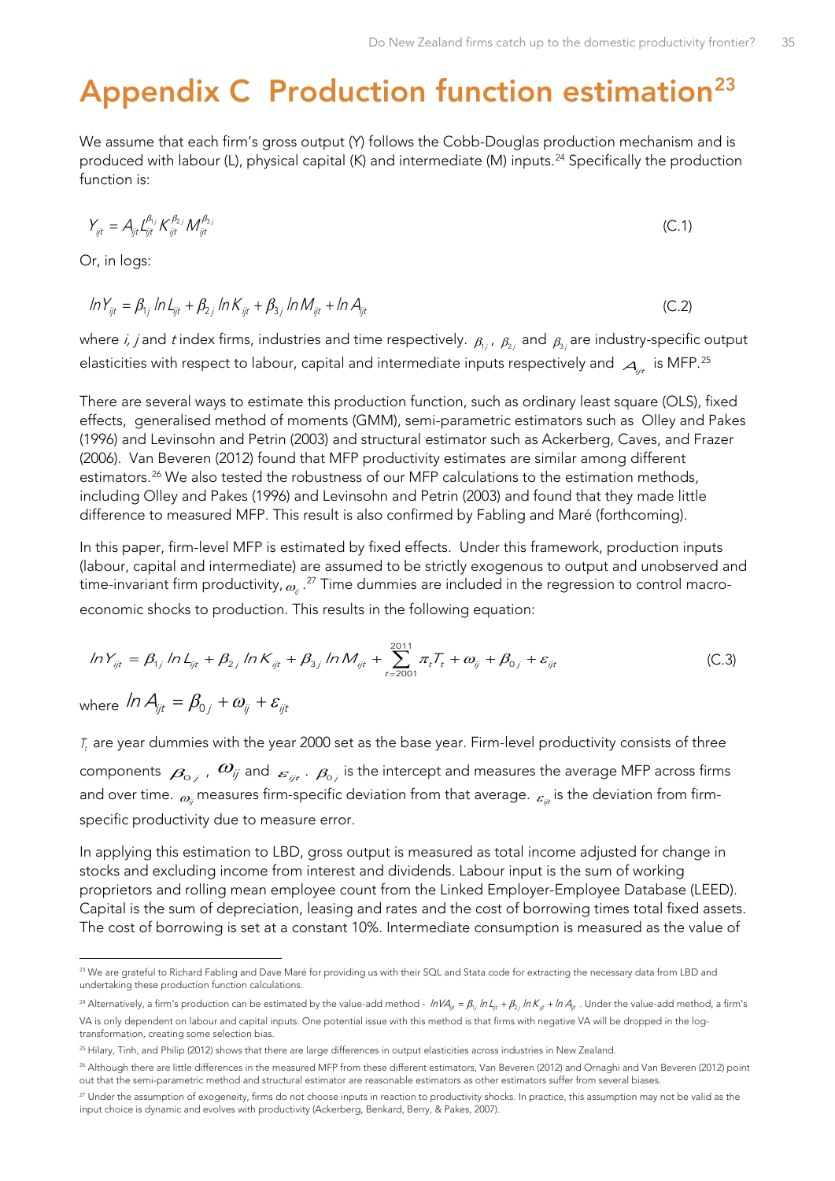# Appendix C Production function estimation[23]

We assume that each firm's gross output (Y) follows the Cobb-Douglas production mechanism and is produced with labour (L), physical capital (K) and intermediate (M) inputs.[24] Specifically the production function is:

$$Y_{ijt} = A_{ijt} L_{ijt}^{\beta_{1j}} K_{ijt}^{\beta_{2j}} M_{ijt}^{\beta_{3j}} \tag{C.1}$$

Or, in logs:

$$\ln Y_{ijt} = \beta_{1j} \ln L_{ijt} + \beta_{2j} \ln K_{ijt} + \beta_{3j} \ln M_{ijt} + \ln A_{ijt} \tag{C.2}$$

where *i, j* and *t* index firms, industries and time respectively. $\beta_{1j}$, $\beta_{2j}$ and $\beta_{3j}$ are industry-specific output elasticities with respect to labour, capital and intermediate inputs respectively and $A_{ijt}$ is MFP.[25]

There are several ways to estimate this production function, such as ordinary least square (OLS), fixed effects, generalised method of moments (GMM), semi-parametric estimators such as Olley and Pakes (1996) and Levinsohn and Petrin (2003) and structural estimator such as Ackerberg, Caves, and Frazer (2006). Van Beveren (2012) found that MFP productivity estimates are similar among different estimators.[26] We also tested the robustness of our MFP calculations to the estimation methods, including Olley and Pakes (1996) and Levinsohn and Petrin (2003) and found that they made little difference to measured MFP. This result is also confirmed by Fabling and Maré (forthcoming).

In this paper, firm-level MFP is estimated by fixed effects. Under this framework, production inputs (labour, capital and intermediate) are assumed to be strictly exogenous to output and unobserved and time-invariant firm productivity, $\omega_{ij}$.[27] Time dummies are included in the regression to control macro-economic shocks to production. This results in the following equation:

$$\ln Y_{ijt} = \beta_{1j} \ln L_{ijt} + \beta_{2j} \ln K_{ijt} + \beta_{3j} \ln M_{ijt} + \sum_{t=2001}^{2011} \pi_t T_t + \omega_{ij} + \beta_{0j} + \varepsilon_{ijt} \tag{C.3}$$

where $\ln A_{ijt} = \beta_{0j} + \omega_{ij} + \varepsilon_{ijt}$

$T_t$ are year dummies with the year 2000 set as the base year. Firm-level productivity consists of three components $\beta_{0j}$, $\omega_{ij}$ and $\varepsilon_{ijt}$. $\beta_{0j}$ is the intercept and measures the average MFP across firms and over time. $\omega_{ij}$ measures firm-specific deviation from that average. $\varepsilon_{ijt}$ is the deviation from firm-specific productivity due to measure error.

In applying this estimation to LBD, gross output is measured as total income adjusted for change in stocks and excluding income from interest and dividends. Labour input is the sum of working proprietors and rolling mean employee count from the Linked Employer-Employee Database (LEED). Capital is the sum of depreciation, leasing and rates and the cost of borrowing times total fixed assets. The cost of borrowing is set at a constant 10%. Intermediate consumption is measured as the value of

---

[23] We are grateful to Richard Fabling and Dave Maré for providing us with their SQL and Stata code for extracting the necessary data from LBD and undertaking these production function calculations.

[24] Alternatively, a firm's production can be estimated by the value-add method - $\ln VA_{ijt} = \beta_{1j} \ln L_{ijt} + \beta_{2j} \ln K_{ijt} + \ln A_{ijt}$. Under the value-add method, a firm's VA is only dependent on labour and capital inputs. One potential issue with this method is that firms with negative VA will be dropped in the log-transformation, creating some selection bias.

[25] Hilary, Tinh, and Philip (2012) shows that there are large differences in output elasticities across industries in New Zealand.

[26] Although there are little differences in the measured MFP from these different estimators, Van Beveren (2012) and Ornaghi and Van Beveren (2012) point out that the semi-parametric method and structural estimator are reasonable estimators as other estimators suffer from several biases.

[27] Under the assumption of exogeneity, firms do not choose inputs in reaction to productivity shocks. In practice, this assumption may not be valid as the input choice is dynamic and evolves with productivity (Ackerberg, Benkard, Berry, & Pakes, 2007).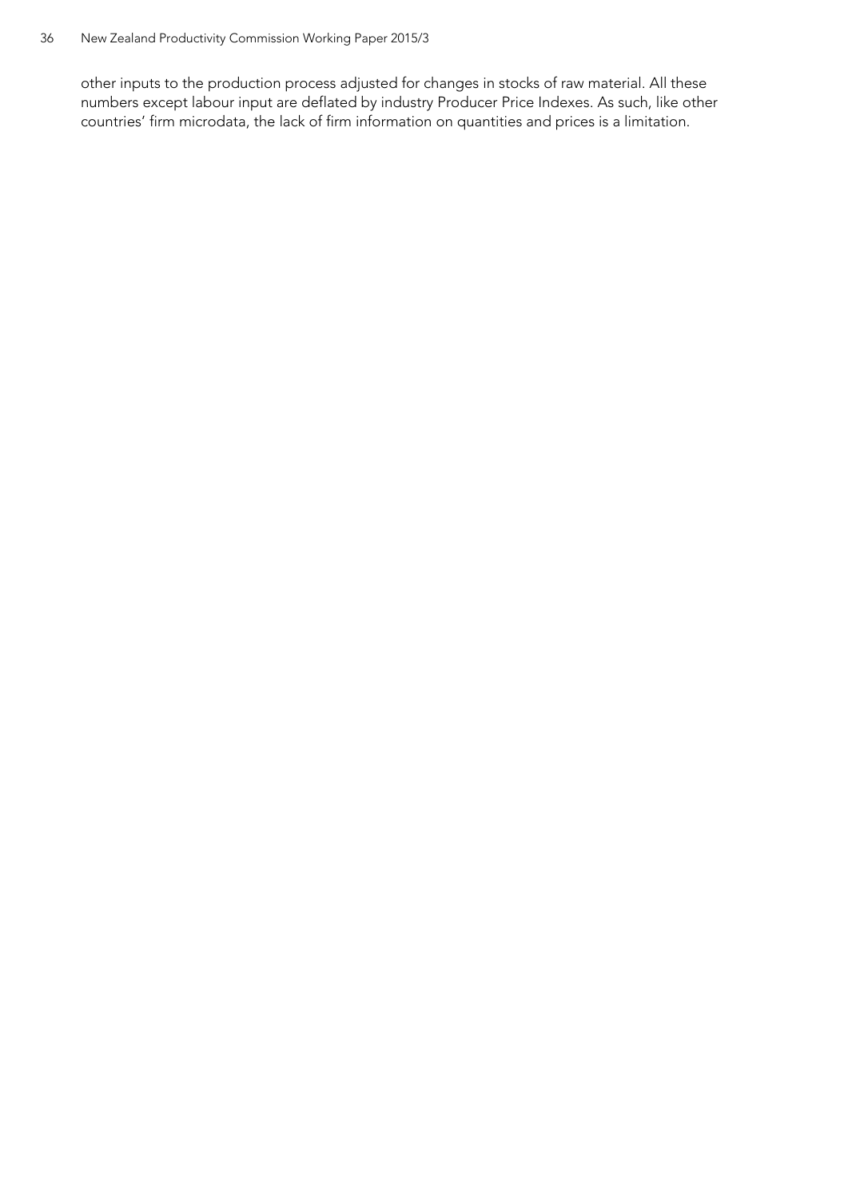other inputs to the production process adjusted for changes in stocks of raw material. All these numbers except labour input are deflated by industry Producer Price Indexes. As such, like other countries' firm microdata, the lack of firm information on quantities and prices is a limitation.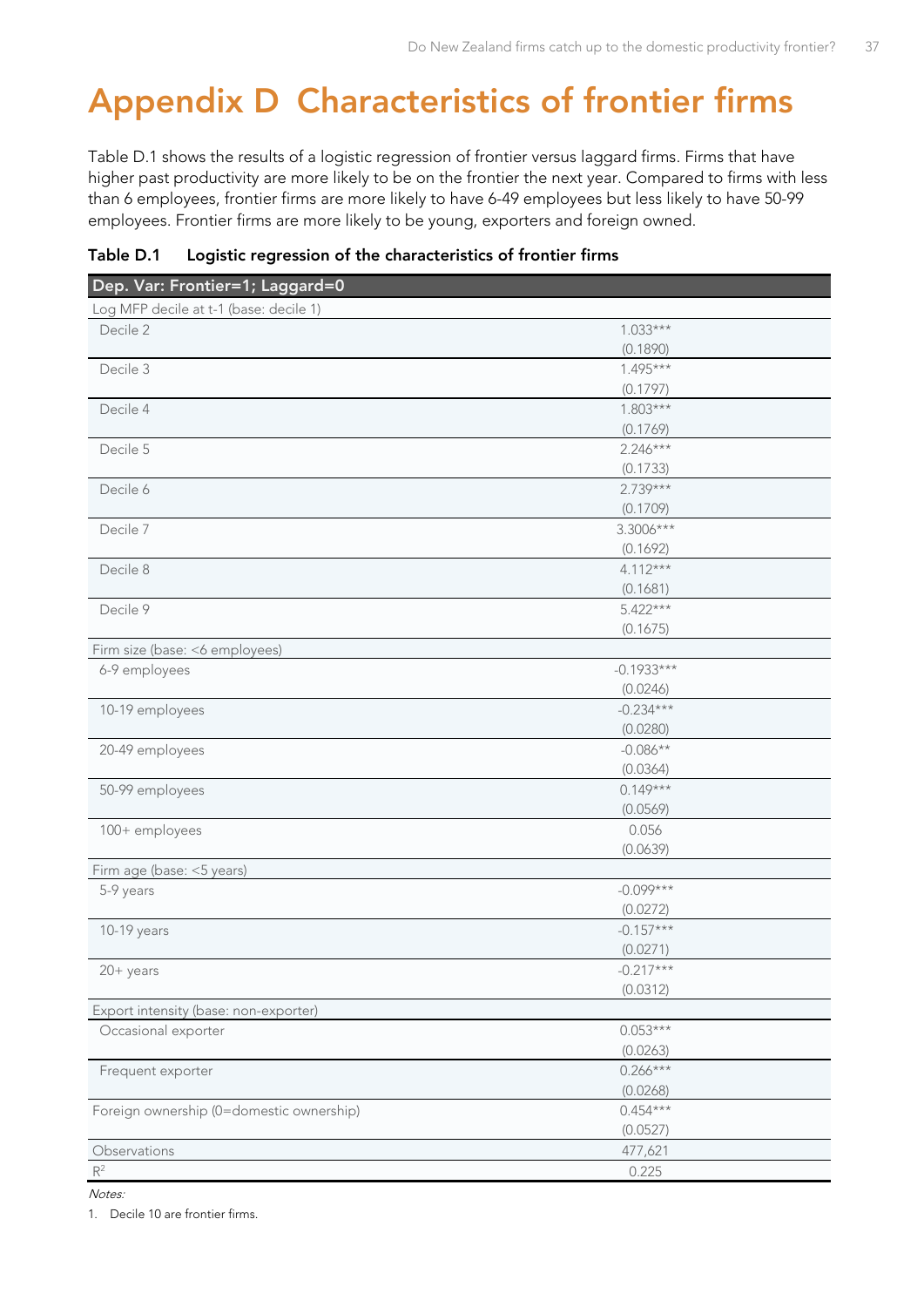# Appendix D Characteristics of frontier firms

Table D.1 shows the results of a logistic regression of frontier versus laggard firms. Firms that have higher past productivity are more likely to be on the frontier the next year. Compared to firms with less than 6 employees, frontier firms are more likely to have 6-49 employees but less likely to have 50-99 employees. Frontier firms are more likely to be young, exporters and foreign owned.

**Table D.1 Logistic regression of the characteristics of frontier firms**

| Dep. Var: Frontier=1; Laggard=0 | |
|---|---|
| Log MFP decile at t-1 (base: decile 1) | |
| Decile 2 | 1.033*** |
| | (0.1890) |
| Decile 3 | 1.495*** |
| | (0.1797) |
| Decile 4 | 1.803*** |
| | (0.1769) |
| Decile 5 | 2.246*** |
| | (0.1733) |
| Decile 6 | 2.739*** |
| | (0.1709) |
| Decile 7 | 3.3006*** |
| | (0.1692) |
| Decile 8 | 4.112*** |
| | (0.1681) |
| Decile 9 | 5.422*** |
| | (0.1675) |
| Firm size (base: <6 employees) | |
| 6-9 employees | -0.1933*** |
| | (0.0246) |
| 10-19 employees | -0.234*** |
| | (0.0280) |
| 20-49 employees | -0.086** |
| | (0.0364) |
| 50-99 employees | 0.149*** |
| | (0.0569) |
| 100+ employees | 0.056 |
| | (0.0639) |
| Firm age (base: <5 years) | |
| 5-9 years | -0.099*** |
| | (0.0272) |
| 10-19 years | -0.157*** |
| | (0.0271) |
| 20+ years | -0.217*** |
| | (0.0312) |
| Export intensity (base: non-exporter) | |
| Occasional exporter | 0.053*** |
| | (0.0263) |
| Frequent exporter | 0.266*** |
| | (0.0268) |
| Foreign ownership (0=domestic ownership) | 0.454*** |
| | (0.0527) |
| Observations | 477,621 |
| $R^2$ | 0.225 |

*Notes:*

1. Decile 10 are frontier firms.